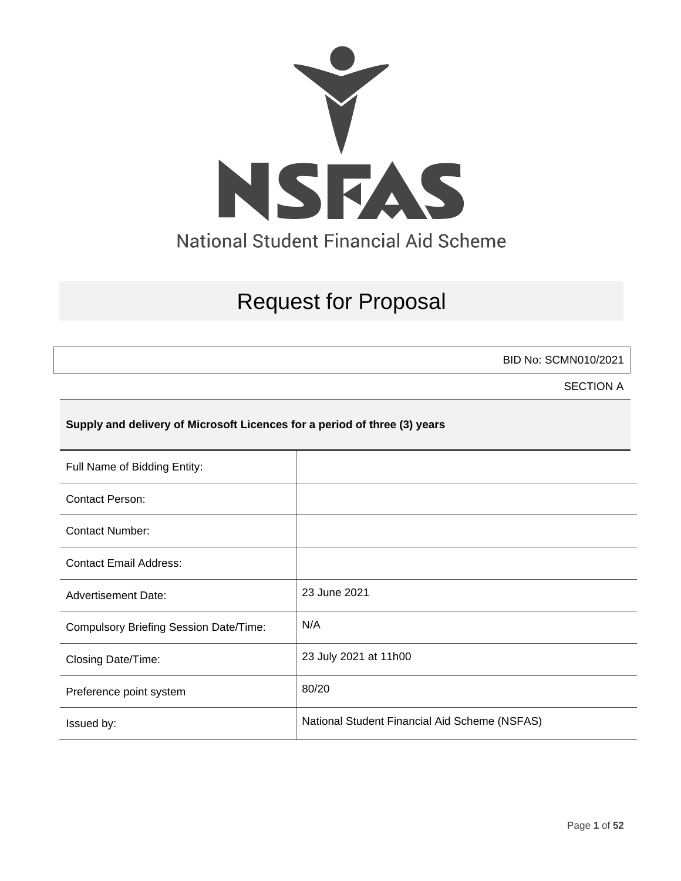# NSFAS

National Student Financial Aid Scheme

# Request for Proposal

BID No: SCMN010/2021

SECTION A

**Supply and delivery of Microsoft Licences for a period of three (3) years**

| | |
|---|---|
| Full Name of Bidding Entity: | |
| Contact Person: | |
| Contact Number: | |
| Contact Email Address: | |
| Advertisement Date: | 23 June 2021 |
| Compulsory Briefing Session Date/Time: | N/A |
| Closing Date/Time: | 23 July 2021 at 11h00 |
| Preference point system | 80/20 |
| Issued by: | National Student Financial Aid Scheme (NSFAS) |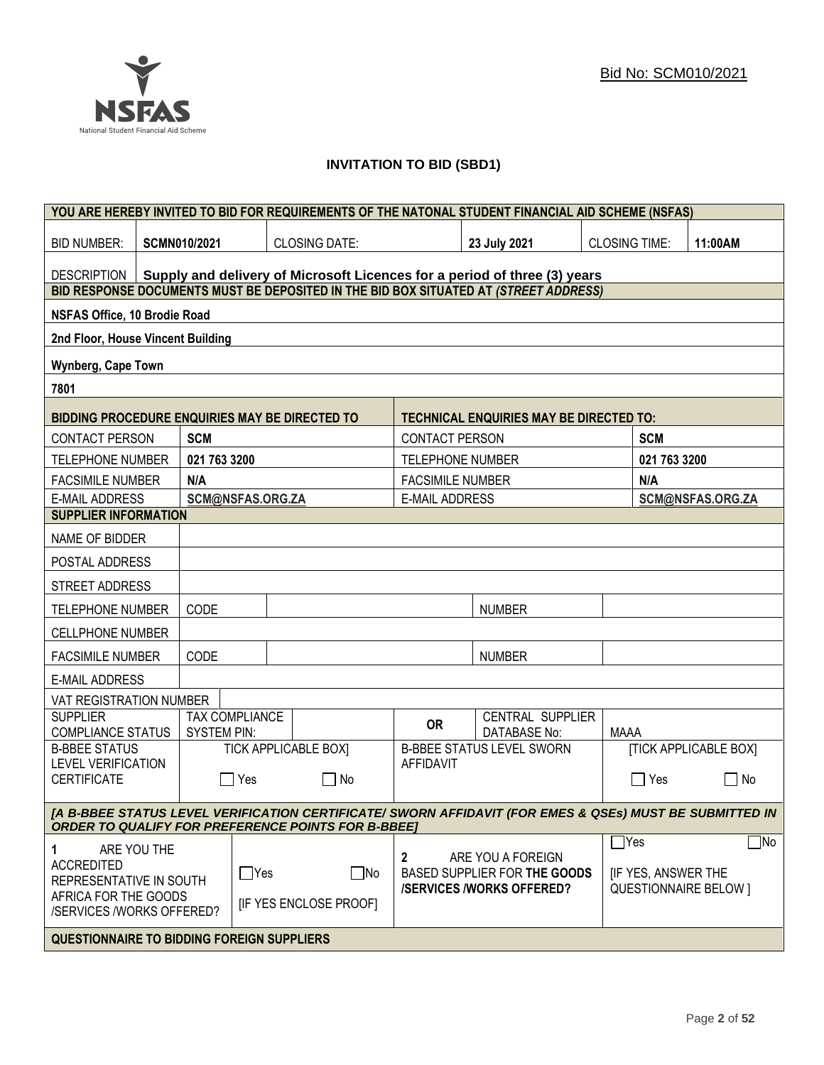Bid No: SCM010/2021

## INVITATION TO BID (SBD1)

| YOU ARE HEREBY INVITED TO BID FOR REQUIREMENTS OF THE NATONAL STUDENT FINANCIAL AID SCHEME (NSFAS) | | | | | | |
|---|---|---|---|---|---|---|
| BID NUMBER: | **SCMN010/2021** | CLOSING DATE: | | **23 July 2021** | CLOSING TIME: | **11:00AM** |
| DESCRIPTION | **Supply and delivery of Microsoft Licences for a period of three (3) years** | | | | | |
| **BID RESPONSE DOCUMENTS MUST BE DEPOSITED IN THE BID BOX SITUATED AT *(STREET ADDRESS)*** | | | | | | |
| **NSFAS Office, 10 Brodie Road** | | | | | | |
| **2nd Floor, House Vincent Building** | | | | | | |
| **Wynberg, Cape Town** | | | | | | |
| **7801** | | | | | | |

| BIDDING PROCEDURE ENQUIRIES MAY BE DIRECTED TO | | TECHNICAL ENQUIRIES MAY BE DIRECTED TO: | |
|---|---|---|---|
| CONTACT PERSON | **SCM** | CONTACT PERSON | **SCM** |
| TELEPHONE NUMBER | **021 763 3200** | TELEPHONE NUMBER | **021 763 3200** |
| FACSIMILE NUMBER | **N/A** | FACSIMILE NUMBER | **N/A** |
| E-MAIL ADDRESS | **SCM@NSFAS.ORG.ZA** | E-MAIL ADDRESS | **SCM@NSFAS.ORG.ZA** |

| SUPPLIER INFORMATION | | | | |
|---|---|---|---|---|
| NAME OF BIDDER | | | | |
| POSTAL ADDRESS | | | | |
| STREET ADDRESS | | | | |
| TELEPHONE NUMBER | CODE | | NUMBER | |
| CELLPHONE NUMBER | | | | |
| FACSIMILE NUMBER | CODE | | NUMBER | |
| E-MAIL ADDRESS | | | | |
| VAT REGISTRATION NUMBER | | | | |
| SUPPLIER COMPLIANCE STATUS | TAX COMPLIANCE SYSTEM PIN: | | **OR** CENTRAL SUPPLIER DATABASE No: | MAAA |
| B-BBEE STATUS LEVEL VERIFICATION CERTIFICATE | TICK APPLICABLE BOX] ☐ Yes ☐ No | | B-BBEE STATUS LEVEL SWORN AFFIDAVIT | [TICK APPLICABLE BOX] ☐ Yes ☐ No |
| ***[A B-BBEE STATUS LEVEL VERIFICATION CERTIFICATE/ SWORN AFFIDAVIT (FOR EMES & QSEs) MUST BE SUBMITTED IN ORDER TO QUALIFY FOR PREFERENCE POINTS FOR B-BBEE]*** | | | | |
| 1 ARE YOU THE ACCREDITED REPRESENTATIVE IN SOUTH AFRICA FOR THE GOODS /SERVICES /WORKS OFFERED? | ☐Yes ☐No [IF YES ENCLOSE PROOF] | | 2 ARE YOU A FOREIGN BASED SUPPLIER FOR **THE GOODS /SERVICES /WORKS OFFERED?** | ☐Yes ☐No [IF YES, ANSWER THE QUESTIONNAIRE BELOW ] |
| **QUESTIONNAIRE TO BIDDING FOREIGN SUPPLIERS** | | | | |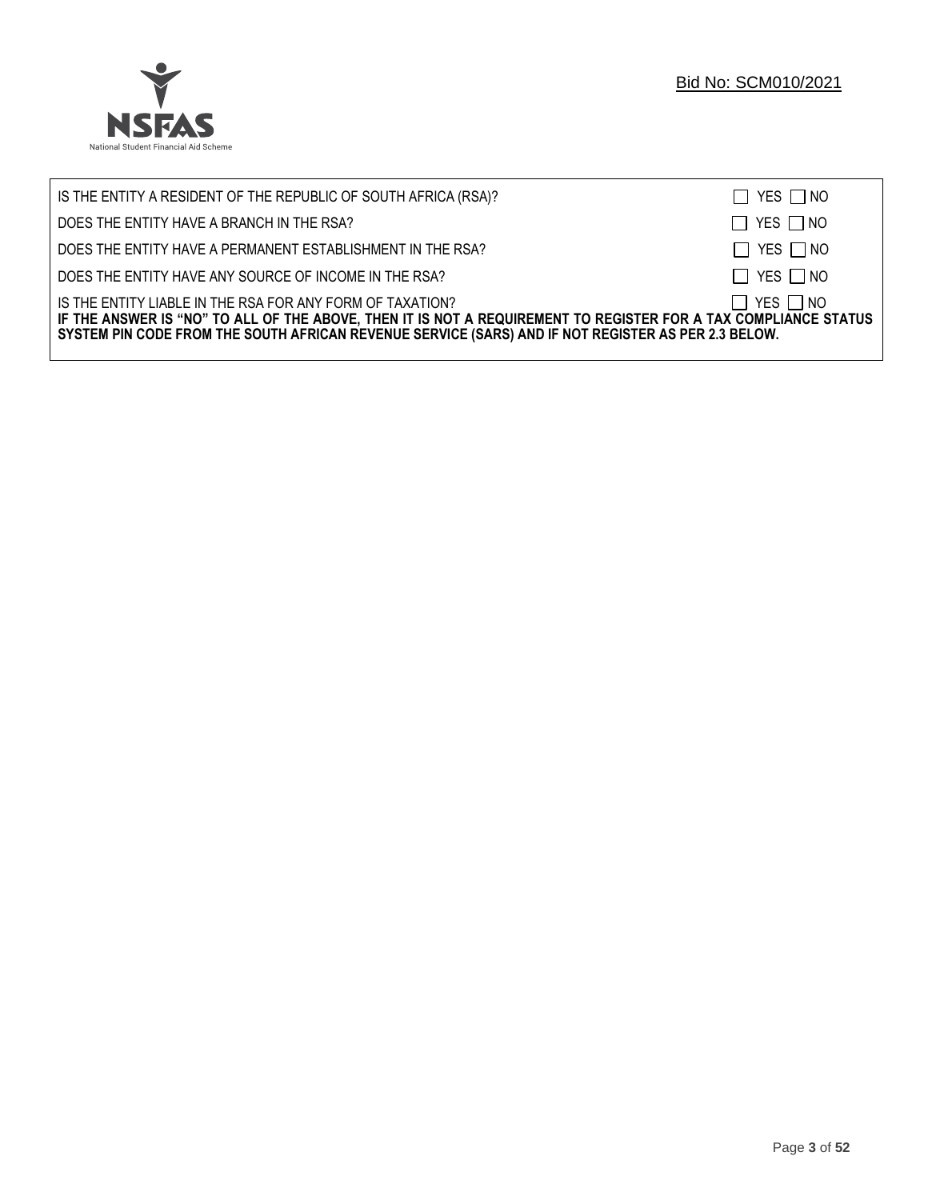| | |
|---|---|
| IS THE ENTITY A RESIDENT OF THE REPUBLIC OF SOUTH AFRICA (RSA)? | ☐ YES ☐ NO |
| DOES THE ENTITY HAVE A BRANCH IN THE RSA? | ☐ YES ☐ NO |
| DOES THE ENTITY HAVE A PERMANENT ESTABLISHMENT IN THE RSA? | ☐ YES ☐ NO |
| DOES THE ENTITY HAVE ANY SOURCE OF INCOME IN THE RSA? | ☐ YES ☐ NO |
| IS THE ENTITY LIABLE IN THE RSA FOR ANY FORM OF TAXATION? | ☐ YES ☐ NO |

**IF THE ANSWER IS "NO" TO ALL OF THE ABOVE, THEN IT IS NOT A REQUIREMENT TO REGISTER FOR A TAX COMPLIANCE STATUS SYSTEM PIN CODE FROM THE SOUTH AFRICAN REVENUE SERVICE (SARS) AND IF NOT REGISTER AS PER 2.3 BELOW.**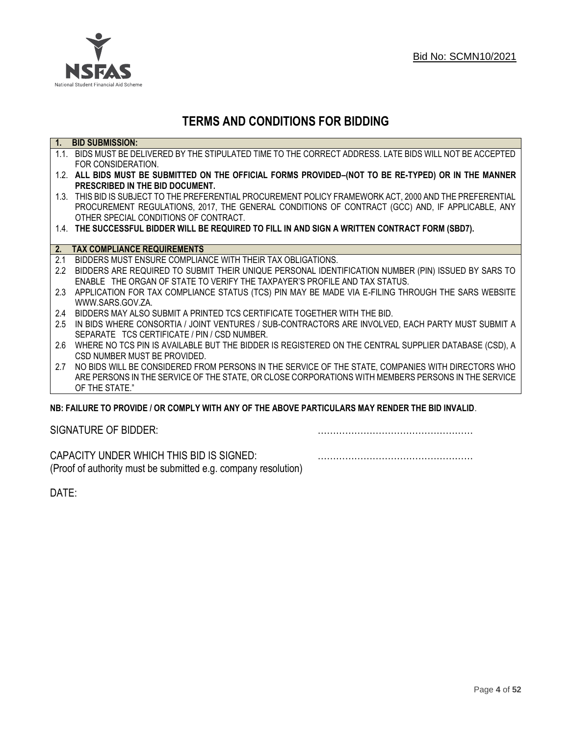Bid No: SCMN10/2021

# TERMS AND CONDITIONS FOR BIDDING

**1. BID SUBMISSION:**

1.1. BIDS MUST BE DELIVERED BY THE STIPULATED TIME TO THE CORRECT ADDRESS. LATE BIDS WILL NOT BE ACCEPTED FOR CONSIDERATION.

1.2. **ALL BIDS MUST BE SUBMITTED ON THE OFFICIAL FORMS PROVIDED–(NOT TO BE RE-TYPED) OR IN THE MANNER PRESCRIBED IN THE BID DOCUMENT.**

1.3. THIS BID IS SUBJECT TO THE PREFERENTIAL PROCUREMENT POLICY FRAMEWORK ACT, 2000 AND THE PREFERENTIAL PROCUREMENT REGULATIONS, 2017, THE GENERAL CONDITIONS OF CONTRACT (GCC) AND, IF APPLICABLE, ANY OTHER SPECIAL CONDITIONS OF CONTRACT.

1.4. **THE SUCCESSFUL BIDDER WILL BE REQUIRED TO FILL IN AND SIGN A WRITTEN CONTRACT FORM (SBD7).**

**2. TAX COMPLIANCE REQUIREMENTS**

2.1 BIDDERS MUST ENSURE COMPLIANCE WITH THEIR TAX OBLIGATIONS.

2.2 BIDDERS ARE REQUIRED TO SUBMIT THEIR UNIQUE PERSONAL IDENTIFICATION NUMBER (PIN) ISSUED BY SARS TO ENABLE THE ORGAN OF STATE TO VERIFY THE TAXPAYER'S PROFILE AND TAX STATUS.

2.3 APPLICATION FOR TAX COMPLIANCE STATUS (TCS) PIN MAY BE MADE VIA E-FILING THROUGH THE SARS WEBSITE WWW.SARS.GOV.ZA.

2.4 BIDDERS MAY ALSO SUBMIT A PRINTED TCS CERTIFICATE TOGETHER WITH THE BID.

2.5 IN BIDS WHERE CONSORTIA / JOINT VENTURES / SUB-CONTRACTORS ARE INVOLVED, EACH PARTY MUST SUBMIT A SEPARATE TCS CERTIFICATE / PIN / CSD NUMBER.

2.6 WHERE NO TCS PIN IS AVAILABLE BUT THE BIDDER IS REGISTERED ON THE CENTRAL SUPPLIER DATABASE (CSD), A CSD NUMBER MUST BE PROVIDED.

2.7 NO BIDS WILL BE CONSIDERED FROM PERSONS IN THE SERVICE OF THE STATE, COMPANIES WITH DIRECTORS WHO ARE PERSONS IN THE SERVICE OF THE STATE, OR CLOSE CORPORATIONS WITH MEMBERS PERSONS IN THE SERVICE OF THE STATE."

**NB: FAILURE TO PROVIDE / OR COMPLY WITH ANY OF THE ABOVE PARTICULARS MAY RENDER THE BID INVALID**.

SIGNATURE OF BIDDER: ……………………………………………

CAPACITY UNDER WHICH THIS BID IS SIGNED: ……………………………………………
(Proof of authority must be submitted e.g. company resolution)

DATE: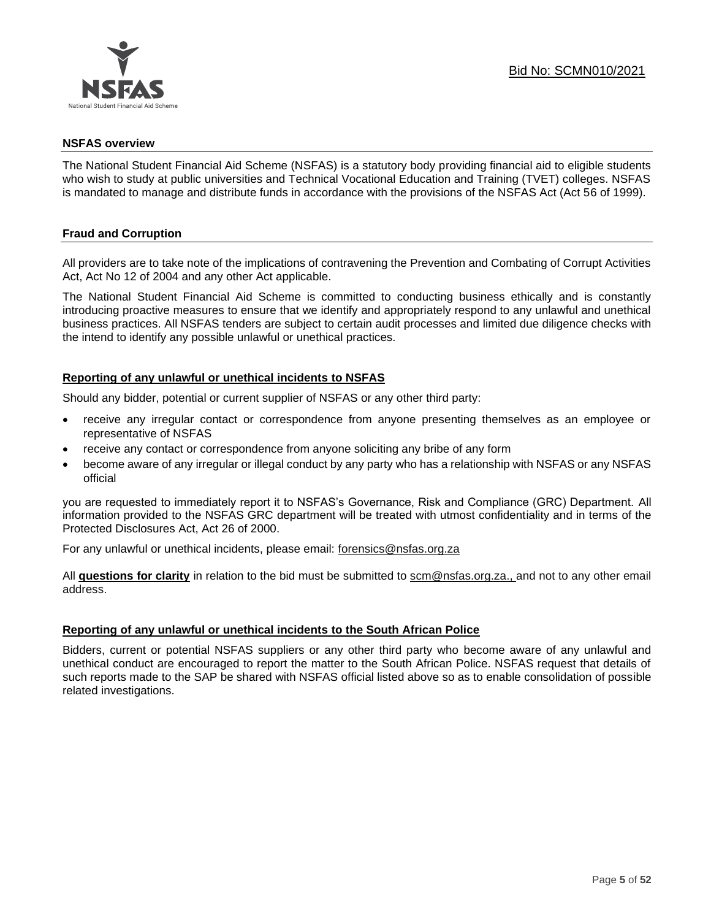## NSFAS overview

The National Student Financial Aid Scheme (NSFAS) is a statutory body providing financial aid to eligible students who wish to study at public universities and Technical Vocational Education and Training (TVET) colleges. NSFAS is mandated to manage and distribute funds in accordance with the provisions of the NSFAS Act (Act 56 of 1999).

## Fraud and Corruption

All providers are to take note of the implications of contravening the Prevention and Combating of Corrupt Activities Act, Act No 12 of 2004 and any other Act applicable.

The National Student Financial Aid Scheme is committed to conducting business ethically and is constantly introducing proactive measures to ensure that we identify and appropriately respond to any unlawful and unethical business practices. All NSFAS tenders are subject to certain audit processes and limited due diligence checks with the intend to identify any possible unlawful or unethical practices.

### Reporting of any unlawful or unethical incidents to NSFAS

Should any bidder, potential or current supplier of NSFAS or any other third party:

- receive any irregular contact or correspondence from anyone presenting themselves as an employee or representative of NSFAS
- receive any contact or correspondence from anyone soliciting any bribe of any form
- become aware of any irregular or illegal conduct by any party who has a relationship with NSFAS or any NSFAS official

you are requested to immediately report it to NSFAS's Governance, Risk and Compliance (GRC) Department. All information provided to the NSFAS GRC department will be treated with utmost confidentiality and in terms of the Protected Disclosures Act, Act 26 of 2000.

For any unlawful or unethical incidents, please email: forensics@nsfas.org.za

All **questions for clarity** in relation to the bid must be submitted to scm@nsfas.org.za., and not to any other email address.

### Reporting of any unlawful or unethical incidents to the South African Police

Bidders, current or potential NSFAS suppliers or any other third party who become aware of any unlawful and unethical conduct are encouraged to report the matter to the South African Police. NSFAS request that details of such reports made to the SAP be shared with NSFAS official listed above so as to enable consolidation of possible related investigations.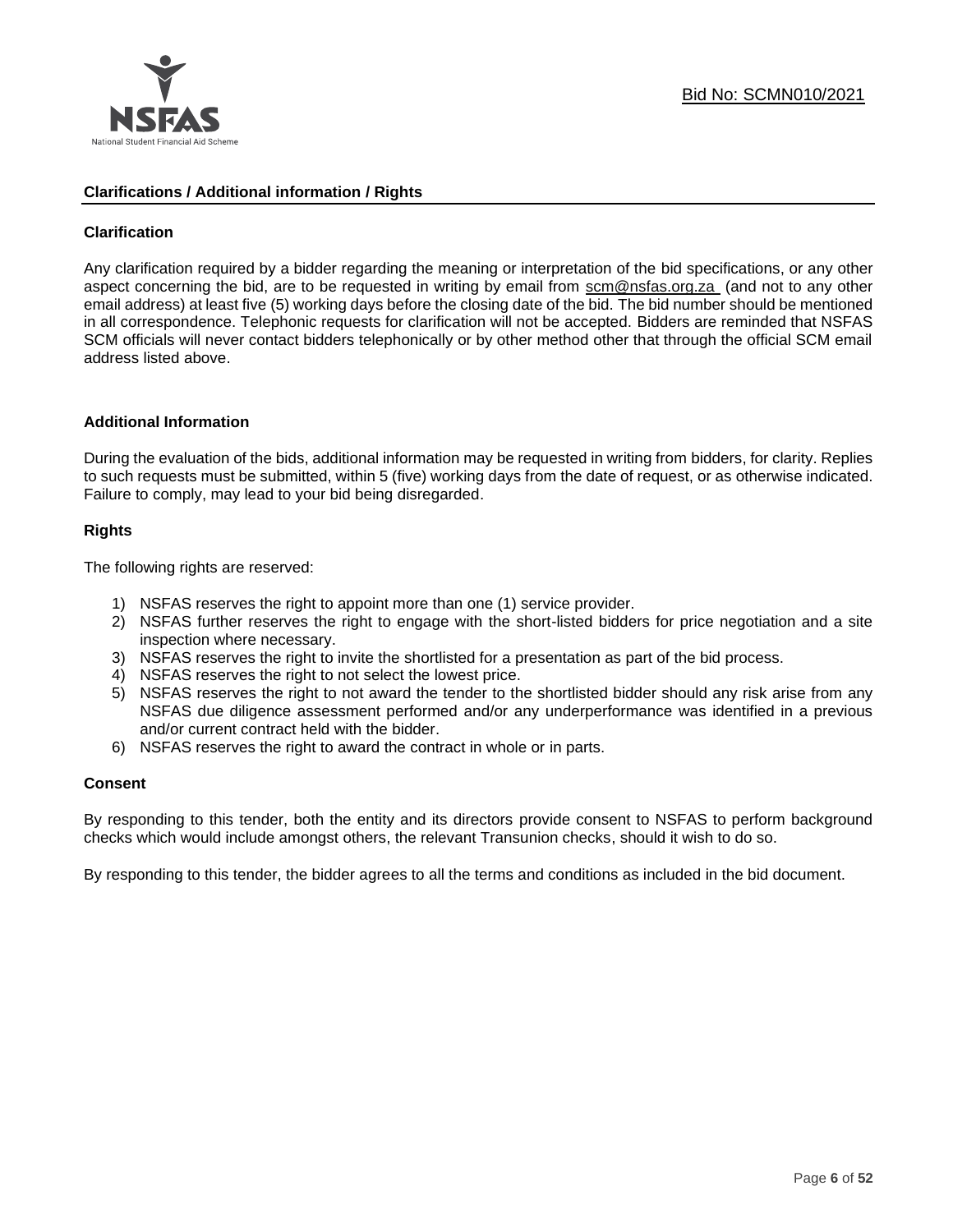## Clarifications / Additional information / Rights

### Clarification

Any clarification required by a bidder regarding the meaning or interpretation of the bid specifications, or any other aspect concerning the bid, are to be requested in writing by email from scm@nsfas.org.za (and not to any other email address) at least five (5) working days before the closing date of the bid. The bid number should be mentioned in all correspondence. Telephonic requests for clarification will not be accepted. Bidders are reminded that NSFAS SCM officials will never contact bidders telephonically or by other method other that through the official SCM email address listed above.

### Additional Information

During the evaluation of the bids, additional information may be requested in writing from bidders, for clarity. Replies to such requests must be submitted, within 5 (five) working days from the date of request, or as otherwise indicated. Failure to comply, may lead to your bid being disregarded.

### Rights

The following rights are reserved:

1) NSFAS reserves the right to appoint more than one (1) service provider.
2) NSFAS further reserves the right to engage with the short-listed bidders for price negotiation and a site inspection where necessary.
3) NSFAS reserves the right to invite the shortlisted for a presentation as part of the bid process.
4) NSFAS reserves the right to not select the lowest price.
5) NSFAS reserves the right to not award the tender to the shortlisted bidder should any risk arise from any NSFAS due diligence assessment performed and/or any underperformance was identified in a previous and/or current contract held with the bidder.
6) NSFAS reserves the right to award the contract in whole or in parts.

### Consent

By responding to this tender, both the entity and its directors provide consent to NSFAS to perform background checks which would include amongst others, the relevant Transunion checks, should it wish to do so.

By responding to this tender, the bidder agrees to all the terms and conditions as included in the bid document.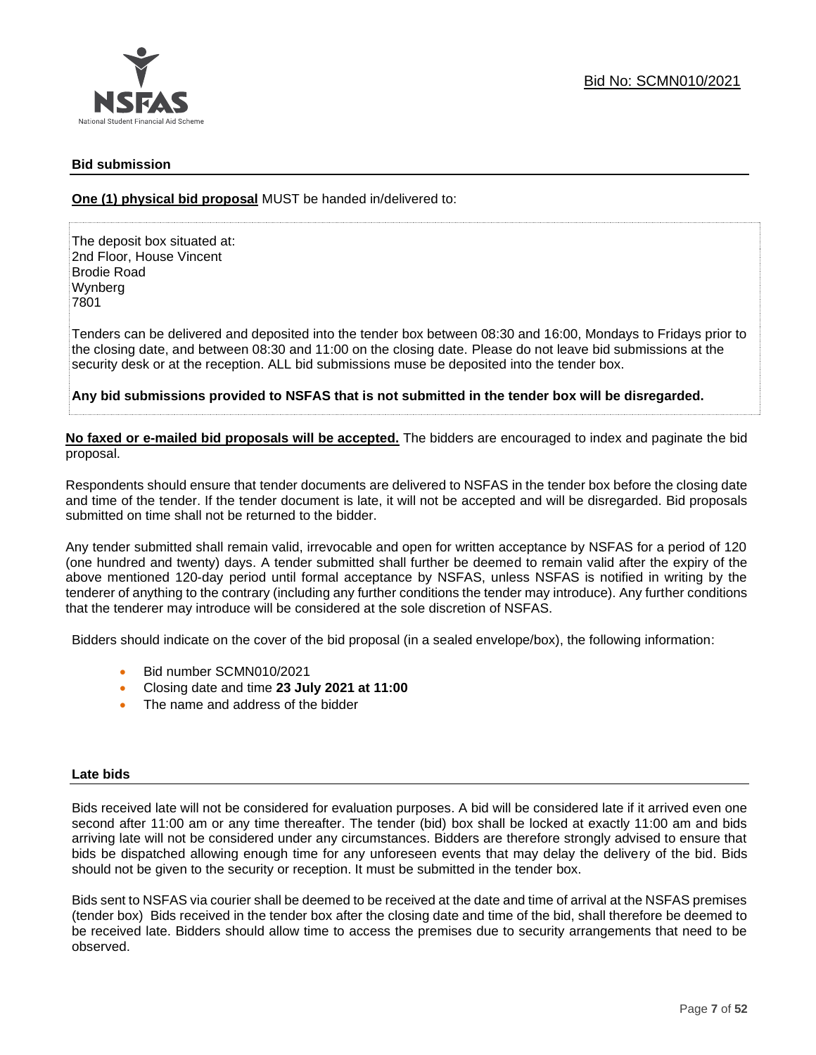## Bid submission

**One (1) physical bid proposal** MUST be handed in/delivered to:

The deposit box situated at:
2nd Floor, House Vincent
Brodie Road
Wynberg
7801

Tenders can be delivered and deposited into the tender box between 08:30 and 16:00, Mondays to Fridays prior to the closing date, and between 08:30 and 11:00 on the closing date. Please do not leave bid submissions at the security desk or at the reception. ALL bid submissions muse be deposited into the tender box.

**Any bid submissions provided to NSFAS that is not submitted in the tender box will be disregarded.**

**No faxed or e-mailed bid proposals will be accepted.** The bidders are encouraged to index and paginate the bid proposal.

Respondents should ensure that tender documents are delivered to NSFAS in the tender box before the closing date and time of the tender. If the tender document is late, it will not be accepted and will be disregarded. Bid proposals submitted on time shall not be returned to the bidder.

Any tender submitted shall remain valid, irrevocable and open for written acceptance by NSFAS for a period of 120 (one hundred and twenty) days. A tender submitted shall further be deemed to remain valid after the expiry of the above mentioned 120-day period until formal acceptance by NSFAS, unless NSFAS is notified in writing by the tenderer of anything to the contrary (including any further conditions the tender may introduce). Any further conditions that the tenderer may introduce will be considered at the sole discretion of NSFAS.

Bidders should indicate on the cover of the bid proposal (in a sealed envelope/box), the following information:

- Bid number SCMN010/2021
- Closing date and time **23 July 2021 at 11:00**
- The name and address of the bidder

## Late bids

Bids received late will not be considered for evaluation purposes. A bid will be considered late if it arrived even one second after 11:00 am or any time thereafter. The tender (bid) box shall be locked at exactly 11:00 am and bids arriving late will not be considered under any circumstances. Bidders are therefore strongly advised to ensure that bids be dispatched allowing enough time for any unforeseen events that may delay the delivery of the bid. Bids should not be given to the security or reception. It must be submitted in the tender box.

Bids sent to NSFAS via courier shall be deemed to be received at the date and time of arrival at the NSFAS premises (tender box) Bids received in the tender box after the closing date and time of the bid, shall therefore be deemed to be received late. Bidders should allow time to access the premises due to security arrangements that need to be observed.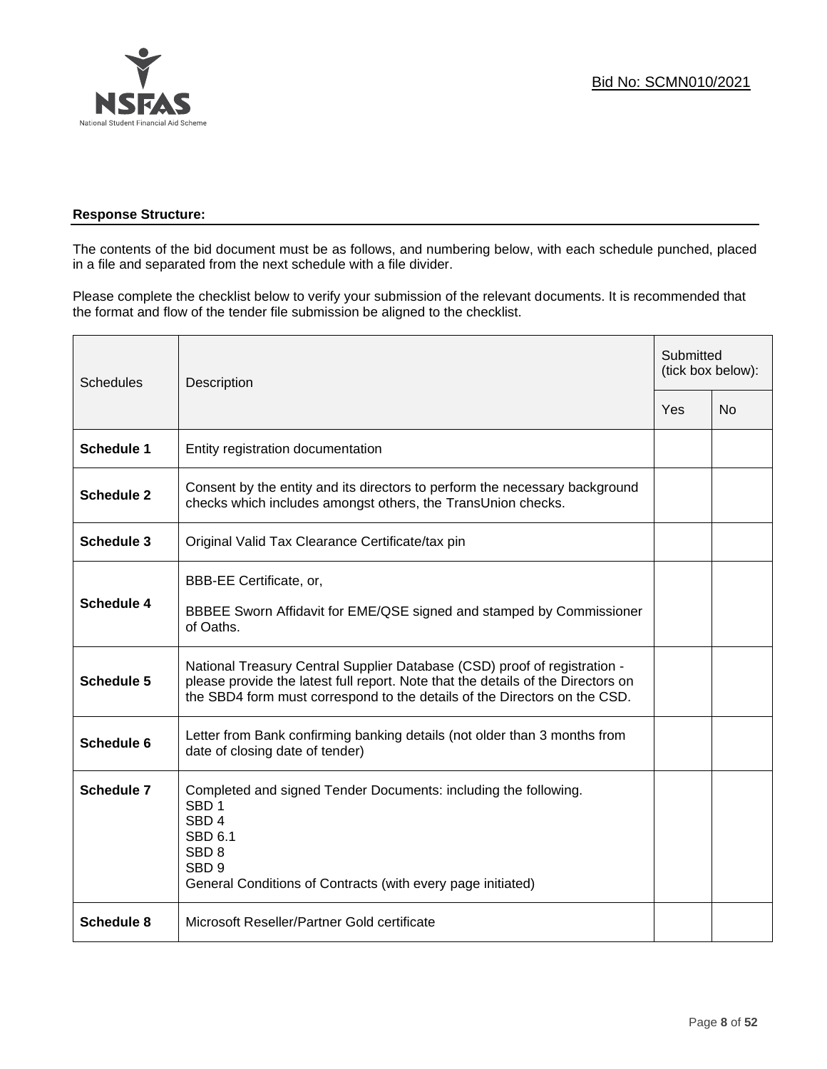**Response Structure:**

The contents of the bid document must be as follows, and numbering below, with each schedule punched, placed in a file and separated from the next schedule with a file divider.

Please complete the checklist below to verify your submission of the relevant documents. It is recommended that the format and flow of the tender file submission be aligned to the checklist.

| Schedules | Description | Submitted (tick box below): | |
|---|---|---|---|
| | | Yes | No |
| **Schedule 1** | Entity registration documentation | | |
| **Schedule 2** | Consent by the entity and its directors to perform the necessary background checks which includes amongst others, the TransUnion checks. | | |
| **Schedule 3** | Original Valid Tax Clearance Certificate/tax pin | | |
| **Schedule 4** | BBB-EE Certificate, or,<br><br>BBBEE Sworn Affidavit for EME/QSE signed and stamped by Commissioner of Oaths. | | |
| **Schedule 5** | National Treasury Central Supplier Database (CSD) proof of registration - please provide the latest full report. Note that the details of the Directors on the SBD4 form must correspond to the details of the Directors on the CSD. | | |
| **Schedule 6** | Letter from Bank confirming banking details (not older than 3 months from date of closing date of tender) | | |
| **Schedule 7** | Completed and signed Tender Documents: including the following.<br>SBD 1<br>SBD 4<br>SBD 6.1<br>SBD 8<br>SBD 9<br>General Conditions of Contracts (with every page initiated) | | |
| **Schedule 8** | Microsoft Reseller/Partner Gold certificate | | |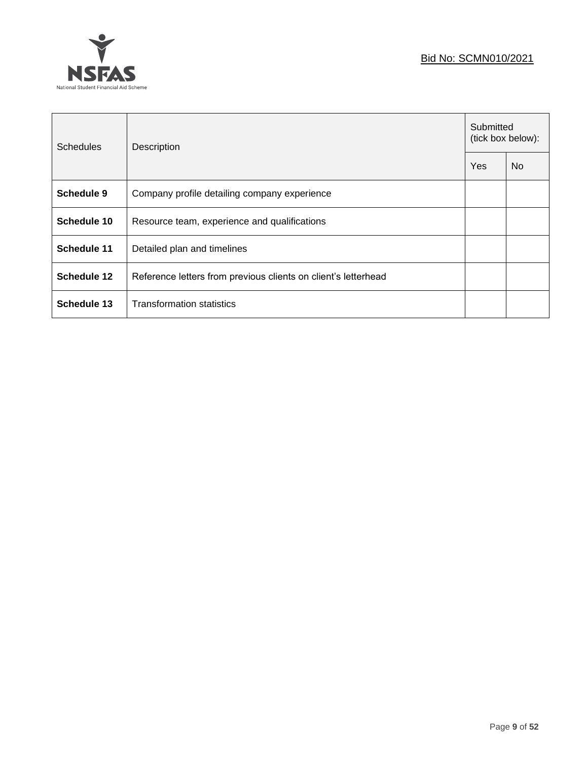| Schedules | Description | Submitted (tick box below): | |
|---|---|---|---|
| | | Yes | No |
| **Schedule 9** | Company profile detailing company experience | | |
| **Schedule 10** | Resource team, experience and qualifications | | |
| **Schedule 11** | Detailed plan and timelines | | |
| **Schedule 12** | Reference letters from previous clients on client's letterhead | | |
| **Schedule 13** | Transformation statistics | | |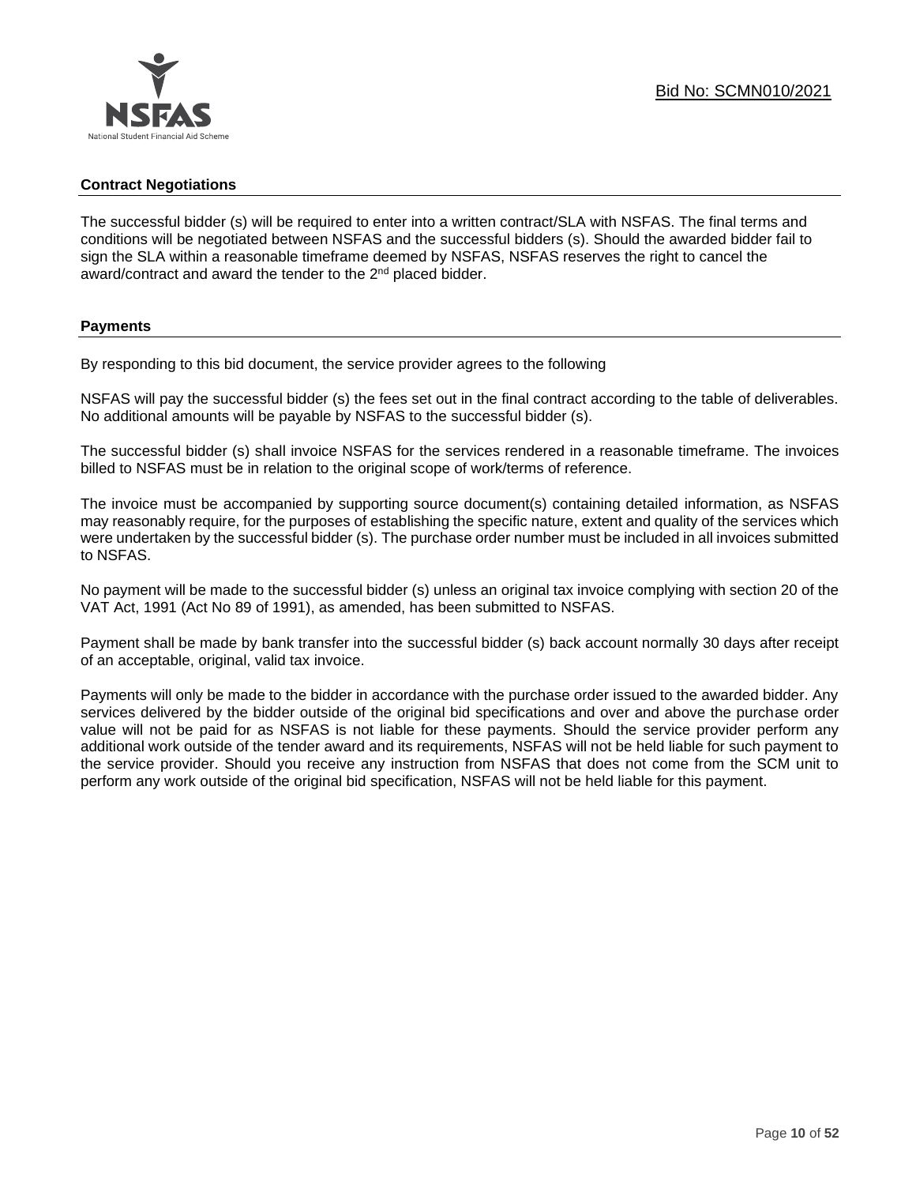## Contract Negotiations

The successful bidder (s) will be required to enter into a written contract/SLA with NSFAS. The final terms and conditions will be negotiated between NSFAS and the successful bidders (s). Should the awarded bidder fail to sign the SLA within a reasonable timeframe deemed by NSFAS, NSFAS reserves the right to cancel the award/contract and award the tender to the 2nd placed bidder.

## Payments

By responding to this bid document, the service provider agrees to the following

NSFAS will pay the successful bidder (s) the fees set out in the final contract according to the table of deliverables. No additional amounts will be payable by NSFAS to the successful bidder (s).

The successful bidder (s) shall invoice NSFAS for the services rendered in a reasonable timeframe. The invoices billed to NSFAS must be in relation to the original scope of work/terms of reference.

The invoice must be accompanied by supporting source document(s) containing detailed information, as NSFAS may reasonably require, for the purposes of establishing the specific nature, extent and quality of the services which were undertaken by the successful bidder (s). The purchase order number must be included in all invoices submitted to NSFAS.

No payment will be made to the successful bidder (s) unless an original tax invoice complying with section 20 of the VAT Act, 1991 (Act No 89 of 1991), as amended, has been submitted to NSFAS.

Payment shall be made by bank transfer into the successful bidder (s) back account normally 30 days after receipt of an acceptable, original, valid tax invoice.

Payments will only be made to the bidder in accordance with the purchase order issued to the awarded bidder. Any services delivered by the bidder outside of the original bid specifications and over and above the purchase order value will not be paid for as NSFAS is not liable for these payments. Should the service provider perform any additional work outside of the tender award and its requirements, NSFAS will not be held liable for such payment to the service provider. Should you receive any instruction from NSFAS that does not come from the SCM unit to perform any work outside of the original bid specification, NSFAS will not be held liable for this payment.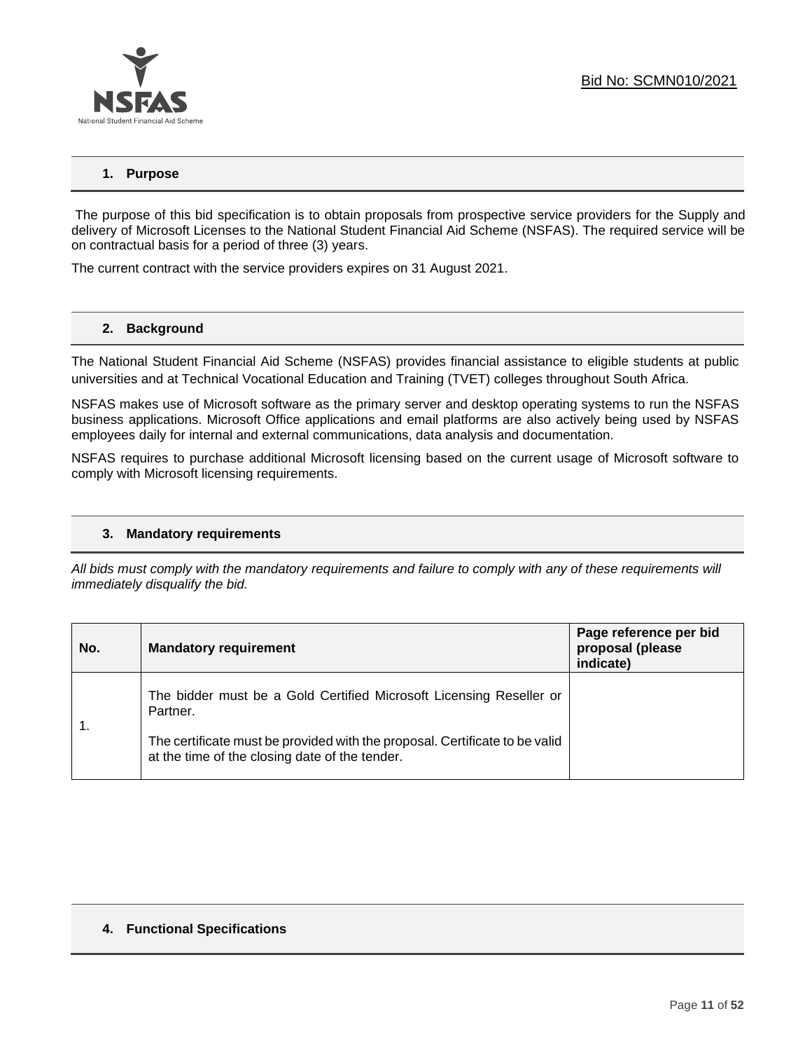## 1. Purpose

The purpose of this bid specification is to obtain proposals from prospective service providers for the Supply and delivery of Microsoft Licenses to the National Student Financial Aid Scheme (NSFAS). The required service will be on contractual basis for a period of three (3) years.

The current contract with the service providers expires on 31 August 2021.

## 2. Background

The National Student Financial Aid Scheme (NSFAS) provides financial assistance to eligible students at public universities and at Technical Vocational Education and Training (TVET) colleges throughout South Africa.

NSFAS makes use of Microsoft software as the primary server and desktop operating systems to run the NSFAS business applications. Microsoft Office applications and email platforms are also actively being used by NSFAS employees daily for internal and external communications, data analysis and documentation.

NSFAS requires to purchase additional Microsoft licensing based on the current usage of Microsoft software to comply with Microsoft licensing requirements.

## 3. Mandatory requirements

*All bids must comply with the mandatory requirements and failure to comply with any of these requirements will immediately disqualify the bid.*

| No. | Mandatory requirement | Page reference per bid proposal (please indicate) |
|---|---|---|
| 1. | The bidder must be a Gold Certified Microsoft Licensing Reseller or Partner.<br><br>The certificate must be provided with the proposal. Certificate to be valid at the time of the closing date of the tender. | |

## 4. Functional Specifications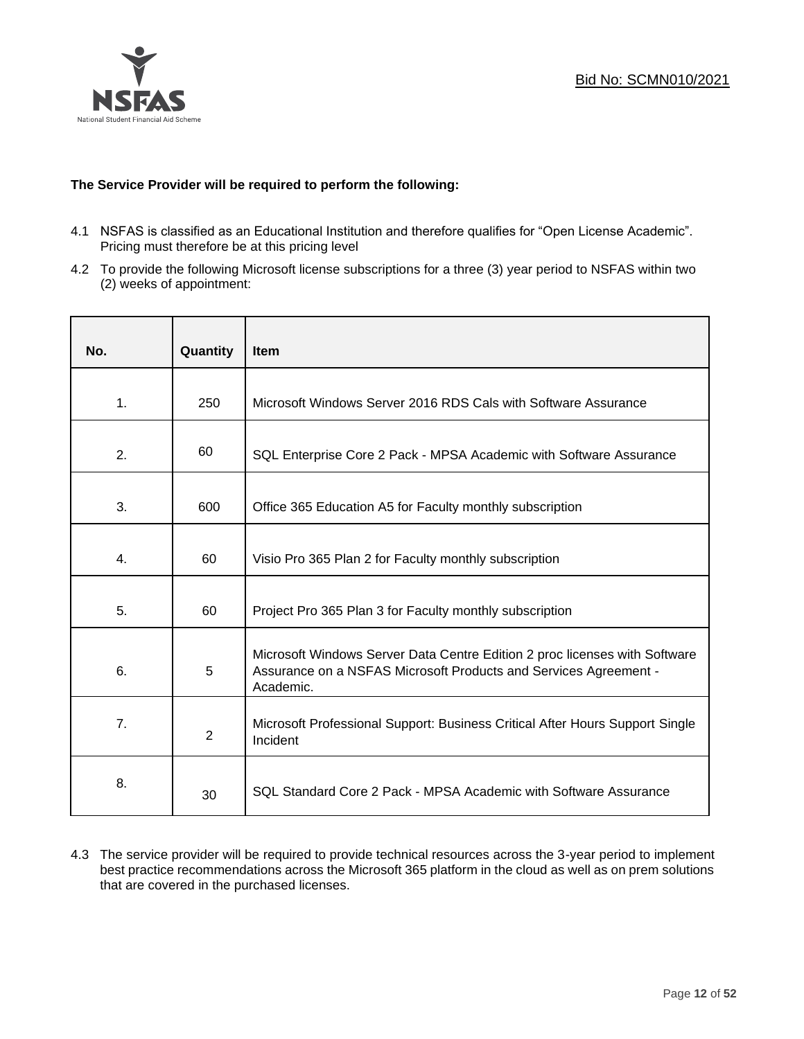**The Service Provider will be required to perform the following:**

4.1 NSFAS is classified as an Educational Institution and therefore qualifies for "Open License Academic". Pricing must therefore be at this pricing level

4.2 To provide the following Microsoft license subscriptions for a three (3) year period to NSFAS within two (2) weeks of appointment:

| No. | Quantity | Item |
|---|---|---|
| 1. | 250 | Microsoft Windows Server 2016 RDS Cals with Software Assurance |
| 2. | 60 | SQL Enterprise Core 2 Pack - MPSA Academic with Software Assurance |
| 3. | 600 | Office 365 Education A5 for Faculty monthly subscription |
| 4. | 60 | Visio Pro 365 Plan 2 for Faculty monthly subscription |
| 5. | 60 | Project Pro 365 Plan 3 for Faculty monthly subscription |
| 6. | 5 | Microsoft Windows Server Data Centre Edition 2 proc licenses with Software Assurance on a NSFAS Microsoft Products and Services Agreement - Academic. |
| 7. | 2 | Microsoft Professional Support: Business Critical After Hours Support Single Incident |
| 8. | 30 | SQL Standard Core 2 Pack - MPSA Academic with Software Assurance |

4.3 The service provider will be required to provide technical resources across the 3-year period to implement best practice recommendations across the Microsoft 365 platform in the cloud as well as on prem solutions that are covered in the purchased licenses.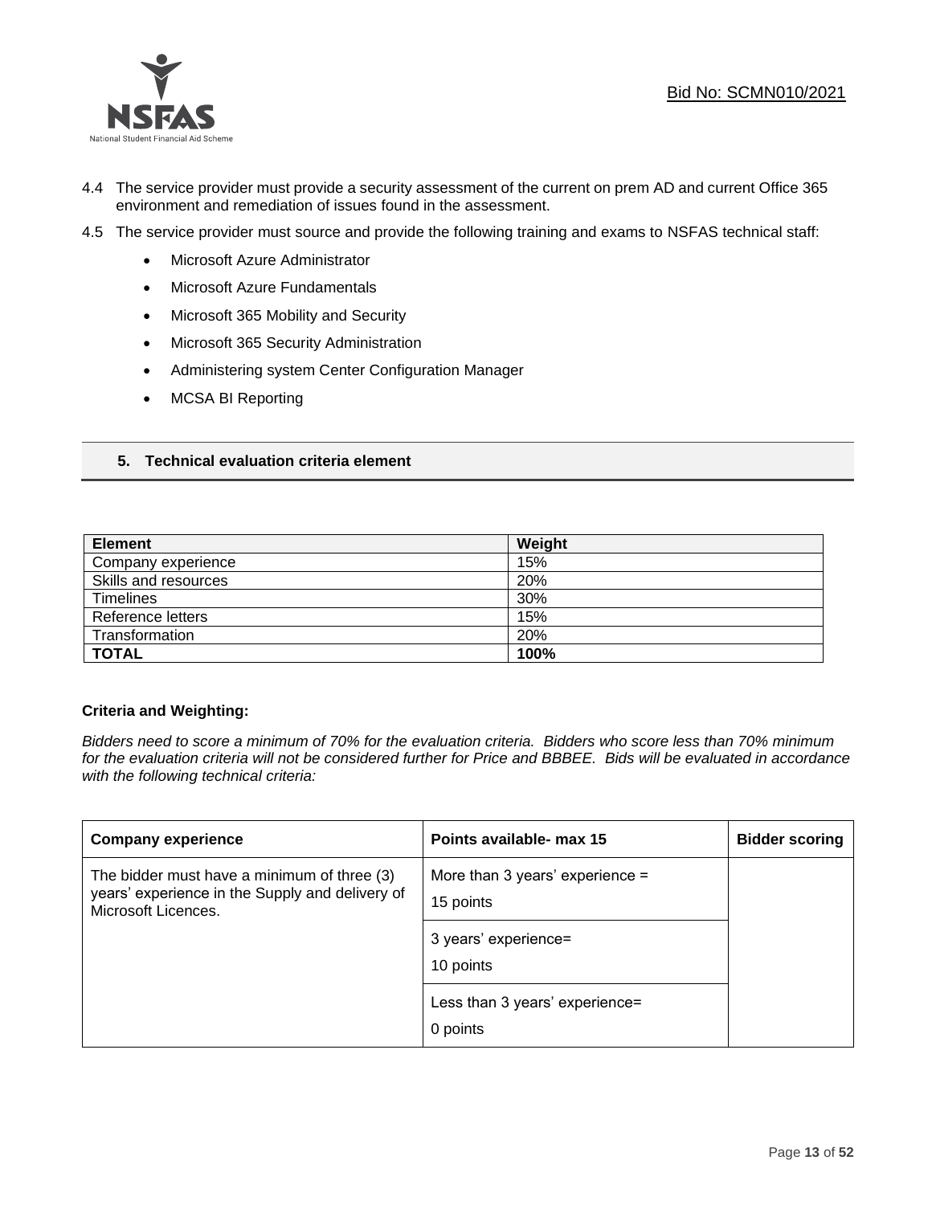4.4 The service provider must provide a security assessment of the current on prem AD and current Office 365 environment and remediation of issues found in the assessment.

4.5 The service provider must source and provide the following training and exams to NSFAS technical staff:

- Microsoft Azure Administrator
- Microsoft Azure Fundamentals
- Microsoft 365 Mobility and Security
- Microsoft 365 Security Administration
- Administering system Center Configuration Manager
- MCSA BI Reporting

## 5. Technical evaluation criteria element

| Element | Weight |
|---|---|
| Company experience | 15% |
| Skills and resources | 20% |
| Timelines | 30% |
| Reference letters | 15% |
| Transformation | 20% |
| **TOTAL** | **100%** |

**Criteria and Weighting:**

*Bidders need to score a minimum of 70% for the evaluation criteria. Bidders who score less than 70% minimum for the evaluation criteria will not be considered further for Price and BBBEE. Bids will be evaluated in accordance with the following technical criteria:*

| Company experience | Points available- max 15 | Bidder scoring |
|---|---|---|
| The bidder must have a minimum of three (3) years' experience in the Supply and delivery of Microsoft Licences. | More than 3 years' experience = 15 points | |
| | 3 years' experience= 10 points | |
| | Less than 3 years' experience= 0 points | |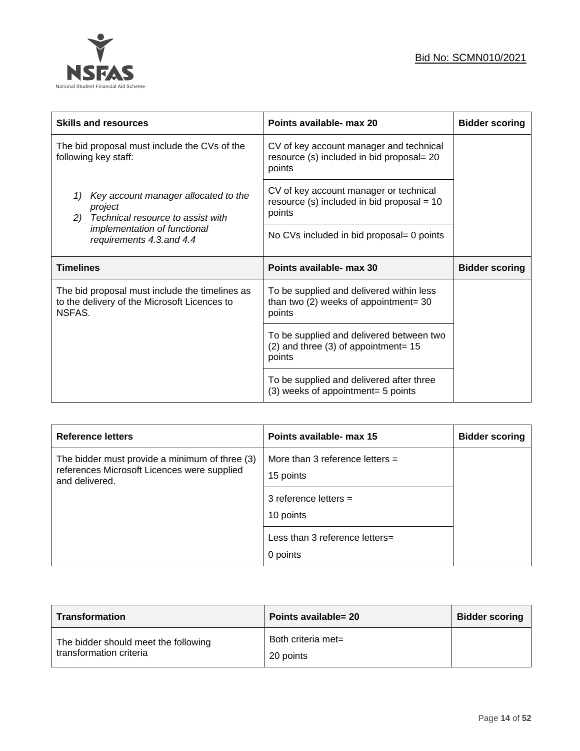| Skills and resources | Points available- max 20 | Bidder scoring |
|---|---|---|
| The bid proposal must include the CVs of the following key staff:<br><br>1) *Key account manager allocated to the project*<br>2) *Technical resource to assist with implementation of functional requirements 4.3.and 4.4* | CV of key account manager and technical resource (s) included in bid proposal= 20 points | |
| | CV of key account manager or technical resource (s) included in bid proposal = 10 points | |
| | No CVs included in bid proposal= 0 points | |
| **Timelines** | **Points available- max 30** | **Bidder scoring** |
| The bid proposal must include the timelines as to the delivery of the Microsoft Licences to NSFAS. | To be supplied and delivered within less than two (2) weeks of appointment= 30 points | |
| | To be supplied and delivered between two (2) and three (3) of appointment= 15 points | |
| | To be supplied and delivered after three (3) weeks of appointment= 5 points | |

| Reference letters | Points available- max 15 | Bidder scoring |
|---|---|---|
| The bidder must provide a minimum of three (3) references Microsoft Licences were supplied and delivered. | More than 3 reference letters =<br>15 points | |
| | 3 reference letters =<br>10 points | |
| | Less than 3 reference letters=<br>0 points | |

| Transformation | Points available= 20 | Bidder scoring |
|---|---|---|
| The bidder should meet the following transformation criteria | Both criteria met=<br>20 points | |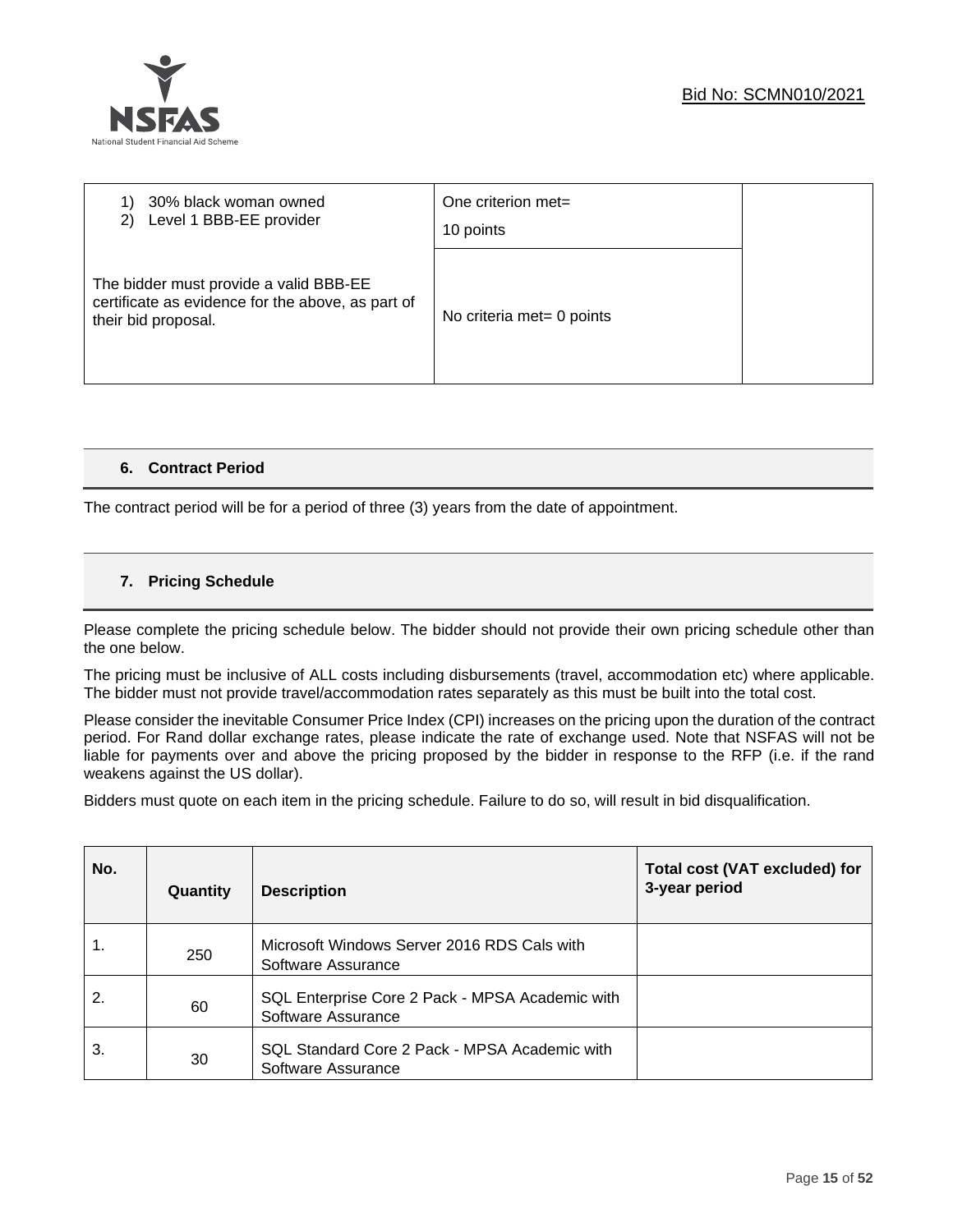| | | |
|---|---|---|
| 1) 30% black woman owned<br>2) Level 1 BBB-EE provider<br><br>The bidder must provide a valid BBB-EE certificate as evidence for the above, as part of their bid proposal. | One criterion met=<br>10 points | |
| | No criteria met= 0 points | |

## 6. Contract Period

The contract period will be for a period of three (3) years from the date of appointment.

## 7. Pricing Schedule

Please complete the pricing schedule below. The bidder should not provide their own pricing schedule other than the one below.

The pricing must be inclusive of ALL costs including disbursements (travel, accommodation etc) where applicable. The bidder must not provide travel/accommodation rates separately as this must be built into the total cost.

Please consider the inevitable Consumer Price Index (CPI) increases on the pricing upon the duration of the contract period. For Rand dollar exchange rates, please indicate the rate of exchange used. Note that NSFAS will not be liable for payments over and above the pricing proposed by the bidder in response to the RFP (i.e. if the rand weakens against the US dollar).

Bidders must quote on each item in the pricing schedule. Failure to do so, will result in bid disqualification.

| No. | Quantity | Description | Total cost (VAT excluded) for 3-year period |
|---|---|---|---|
| 1. | 250 | Microsoft Windows Server 2016 RDS Cals with Software Assurance | |
| 2. | 60 | SQL Enterprise Core 2 Pack - MPSA Academic with Software Assurance | |
| 3. | 30 | SQL Standard Core 2 Pack - MPSA Academic with Software Assurance | |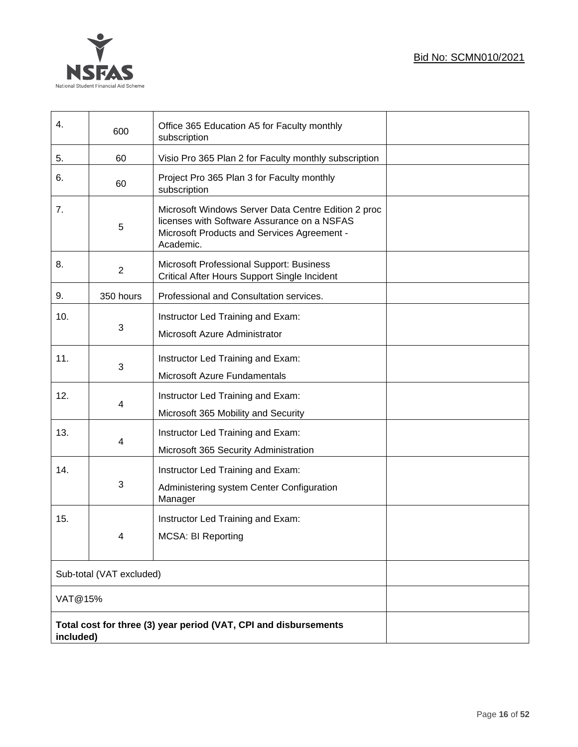| | | | |
|---|---|---|---|
| 4. | 600 | Office 365 Education A5 for Faculty monthly subscription | |
| 5. | 60 | Visio Pro 365 Plan 2 for Faculty monthly subscription | |
| 6. | 60 | Project Pro 365 Plan 3 for Faculty monthly subscription | |
| 7. | 5 | Microsoft Windows Server Data Centre Edition 2 proc licenses with Software Assurance on a NSFAS Microsoft Products and Services Agreement - Academic. | |
| 8. | 2 | Microsoft Professional Support: Business Critical After Hours Support Single Incident | |
| 9. | 350 hours | Professional and Consultation services. | |
| 10. | 3 | Instructor Led Training and Exam: Microsoft Azure Administrator | |
| 11. | 3 | Instructor Led Training and Exam: Microsoft Azure Fundamentals | |
| 12. | 4 | Instructor Led Training and Exam: Microsoft 365 Mobility and Security | |
| 13. | 4 | Instructor Led Training and Exam: Microsoft 365 Security Administration | |
| 14. | 3 | Instructor Led Training and Exam: Administering system Center Configuration Manager | |
| 15. | 4 | Instructor Led Training and Exam: MCSA: BI Reporting | |
| Sub-total (VAT excluded) | | | |
| VAT@15% | | | |
| **Total cost for three (3) year period (VAT, CPI and disbursements included)** | | | |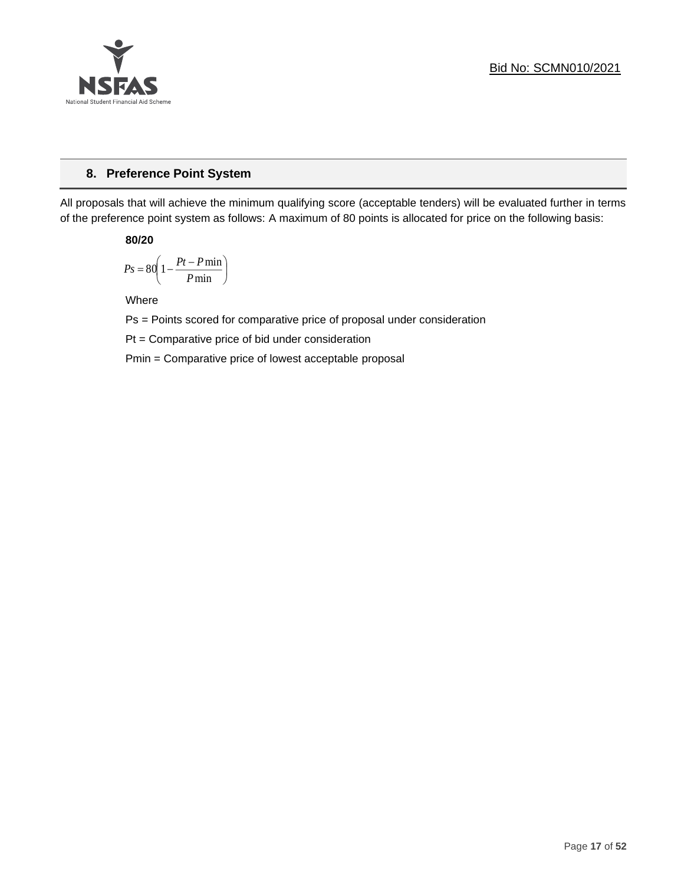## 8. Preference Point System

All proposals that will achieve the minimum qualifying score (acceptable tenders) will be evaluated further in terms of the preference point system as follows: A maximum of 80 points is allocated for price on the following basis:

**80/20**

$$Ps = 80\left(1 - \frac{Pt - P\min}{P\min}\right)$$

Where

Ps = Points scored for comparative price of proposal under consideration

Pt = Comparative price of bid under consideration

Pmin = Comparative price of lowest acceptable proposal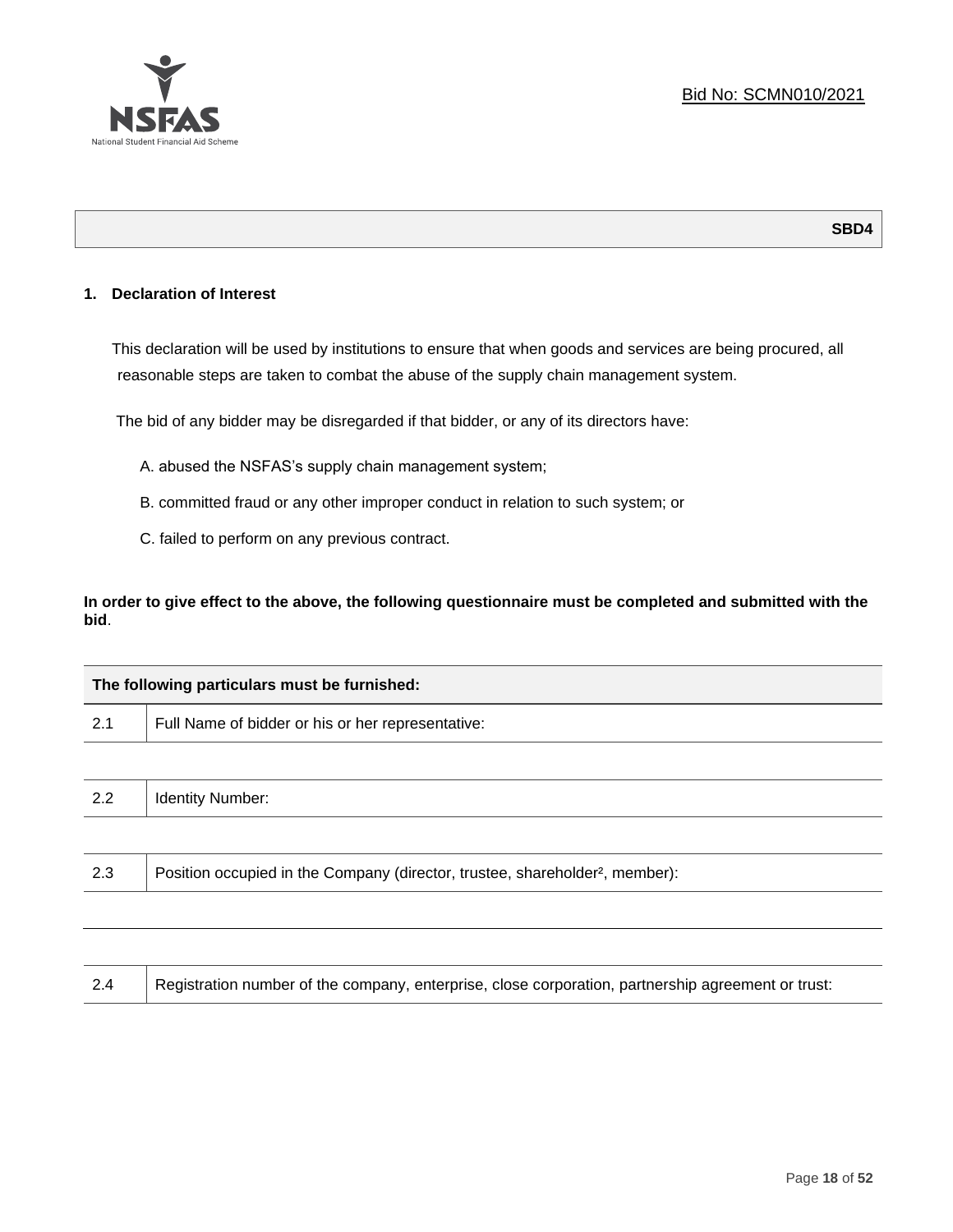Bid No: SCMN010/2021

**SBD4**

## 1. Declaration of Interest

This declaration will be used by institutions to ensure that when goods and services are being procured, all reasonable steps are taken to combat the abuse of the supply chain management system.

The bid of any bidder may be disregarded if that bidder, or any of its directors have:

A. abused the NSFAS's supply chain management system;

B. committed fraud or any other improper conduct in relation to such system; or

C. failed to perform on any previous contract.

**In order to give effect to the above, the following questionnaire must be completed and submitted with the bid**.

| **The following particulars must be furnished:** | |
|---|---|
| 2.1 | Full Name of bidder or his or her representative: |
| | |
| 2.2 | Identity Number: |
| | |
| 2.3 | Position occupied in the Company (director, trustee, shareholder[2], member): |
| | |
| | |
| 2.4 | Registration number of the company, enterprise, close corporation, partnership agreement or trust: |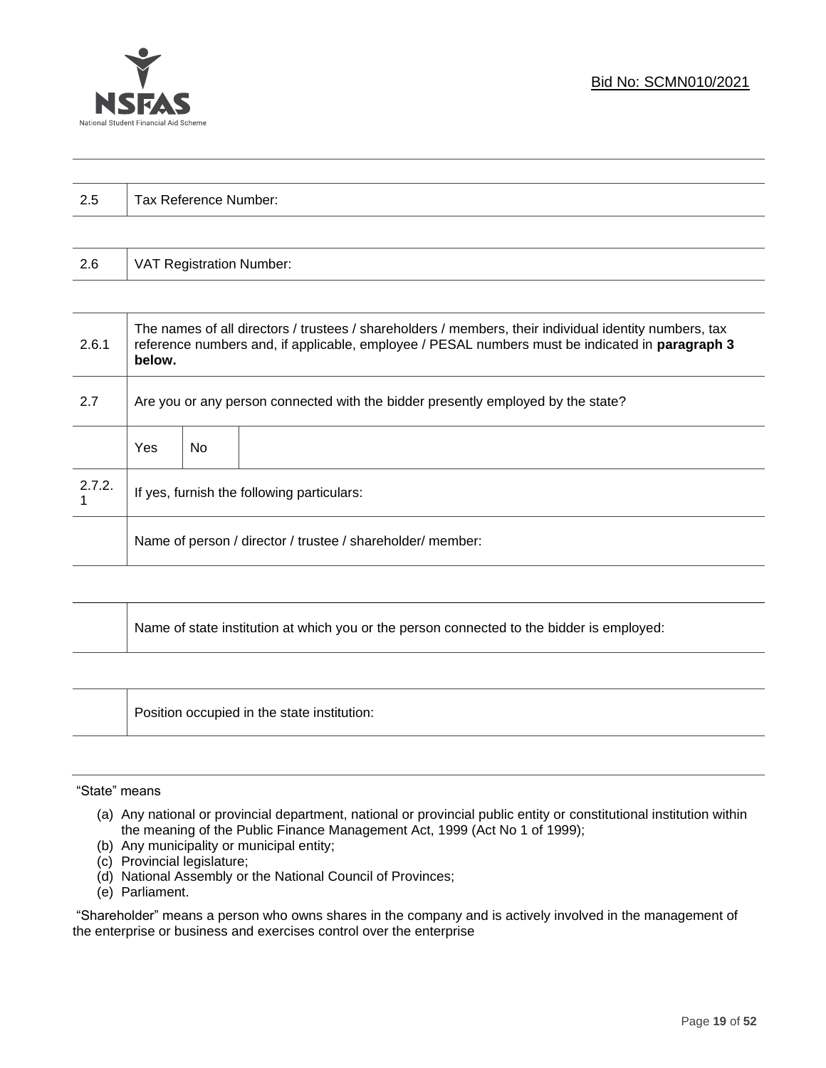| | |
|---|---|
| 2.5 | Tax Reference Number: |

| | |
|---|---|
| 2.6 | VAT Registration Number: |

| | | | |
|---|---|---|---|
| 2.6.1 | The names of all directors / trustees / shareholders / members, their individual identity numbers, tax reference numbers and, if applicable, employee / PESAL numbers must be indicated in **paragraph 3 below.** | | |
| 2.7 | Are you or any person connected with the bidder presently employed by the state? | | |
| | Yes | No | |
| 2.7.2.1 | If yes, furnish the following particulars: | | |
| | Name of person / director / trustee / shareholder/ member: | | |

| | |
|---|---|
| | Name of state institution at which you or the person connected to the bidder is employed: |

| | |
|---|---|
| | Position occupied in the state institution: |

"State" means

(a) Any national or provincial department, national or provincial public entity or constitutional institution within the meaning of the Public Finance Management Act, 1999 (Act No 1 of 1999);
(b) Any municipality or municipal entity;
(c) Provincial legislature;
(d) National Assembly or the National Council of Provinces;
(e) Parliament.

"Shareholder" means a person who owns shares in the company and is actively involved in the management of the enterprise or business and exercises control over the enterprise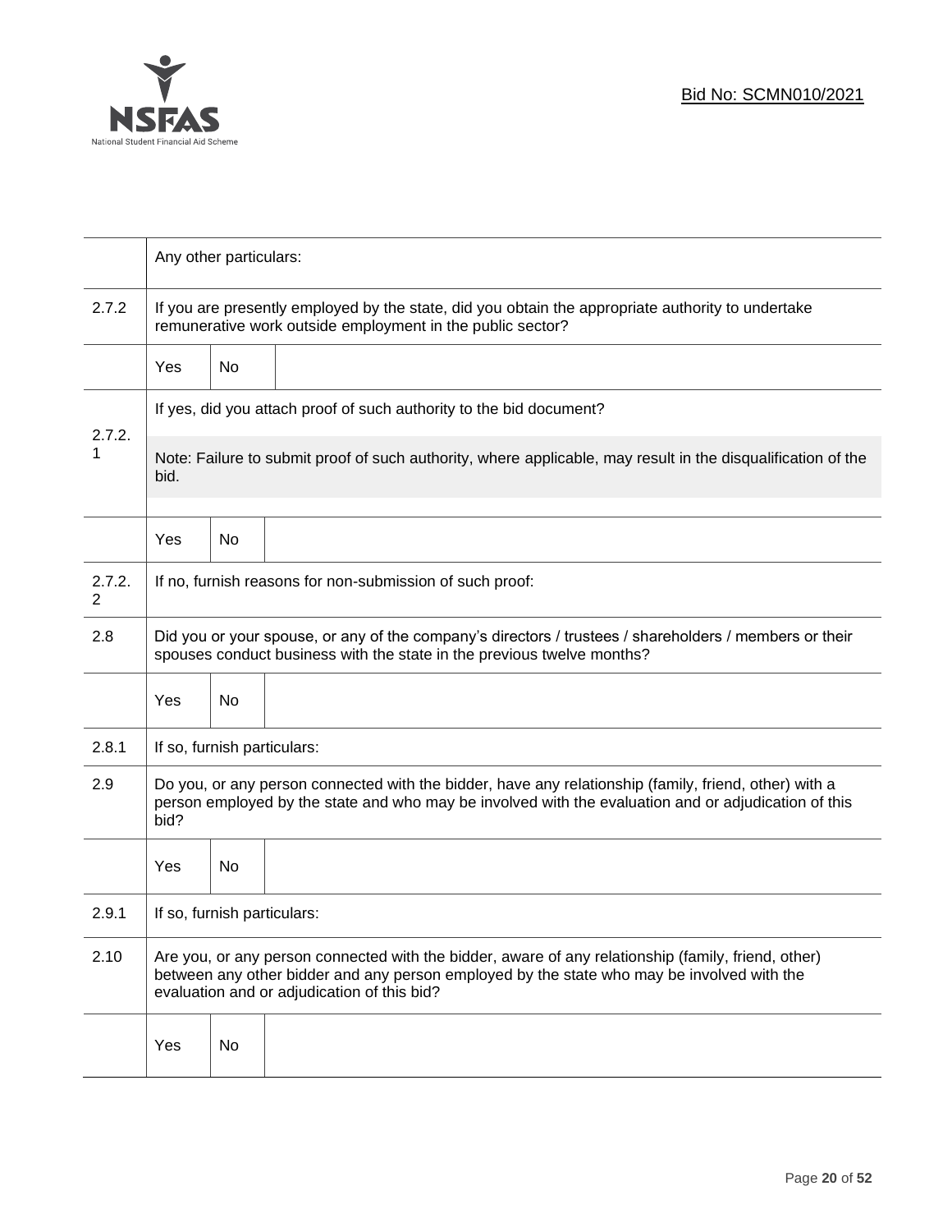| | | | |
|---|---|---|---|
| | Any other particulars: | | |
| 2.7.2 | If you are presently employed by the state, did you obtain the appropriate authority to undertake remunerative work outside employment in the public sector? | | |
| | Yes | No | |
| 2.7.2.1 | If yes, did you attach proof of such authority to the bid document?<br><br>Note: Failure to submit proof of such authority, where applicable, may result in the disqualification of the bid. | | |
| | Yes | No | |
| 2.7.2.2 | If no, furnish reasons for non-submission of such proof: | | |
| 2.8 | Did you or your spouse, or any of the company's directors / trustees / shareholders / members or their spouses conduct business with the state in the previous twelve months? | | |
| | Yes | No | |
| 2.8.1 | If so, furnish particulars: | | |
| 2.9 | Do you, or any person connected with the bidder, have any relationship (family, friend, other) with a person employed by the state and who may be involved with the evaluation and or adjudication of this bid? | | |
| | Yes | No | |
| 2.9.1 | If so, furnish particulars: | | |
| 2.10 | Are you, or any person connected with the bidder, aware of any relationship (family, friend, other) between any other bidder and any person employed by the state who may be involved with the evaluation and or adjudication of this bid? | | |
| | Yes | No | |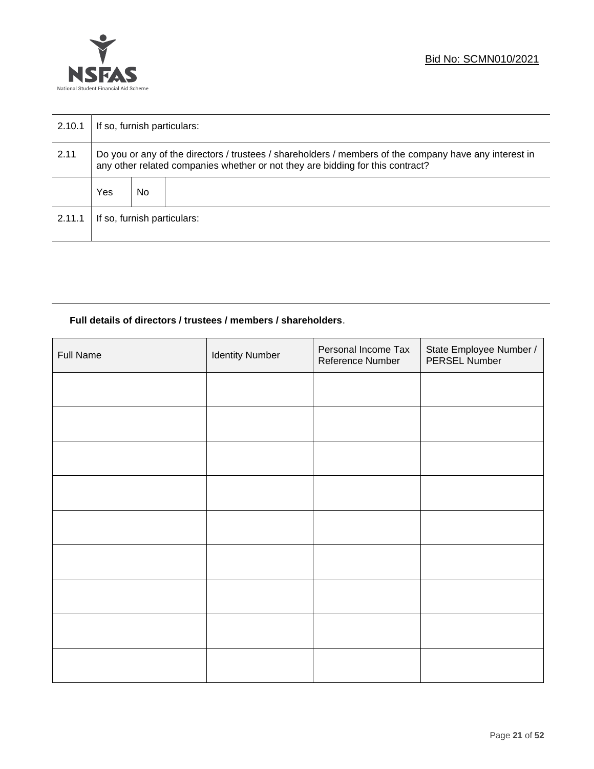| | | | |
|---|---|---|---|
| 2.10.1 | If so, furnish particulars: | | |
| 2.11 | Do you or any of the directors / trustees / shareholders / members of the company have any interest in any other related companies whether or not they are bidding for this contract? | | |
| | Yes | No | |
| 2.11.1 | If so, furnish particulars: | | |

**Full details of directors / trustees / members / shareholders**.

| Full Name | Identity Number | Personal Income Tax Reference Number | State Employee Number / PERSEL Number |
|---|---|---|---|
| | | | |
| | | | |
| | | | |
| | | | |
| | | | |
| | | | |
| | | | |
| | | | |
| | | | |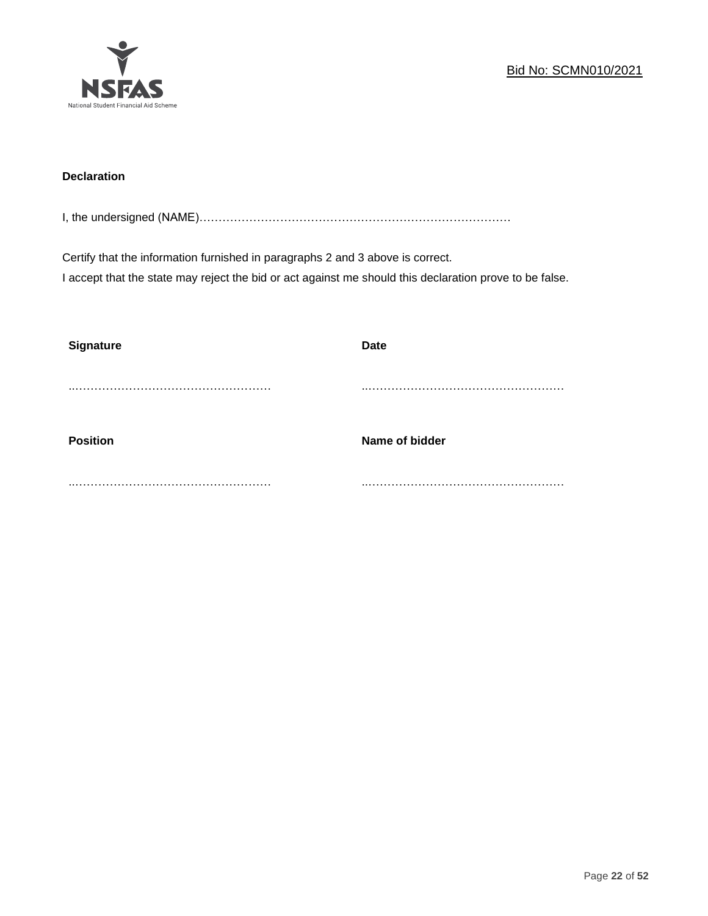**Declaration**

I, the undersigned (NAME)…………………………………………………………………………

Certify that the information furnished in paragraphs 2 and 3 above is correct.
I accept that the state may reject the bid or act against me should this declaration prove to be false.

| **Signature** | **Date** |
|---|---|
| ..…………………………………………… | ..…………………………………………… |
| **Position** | **Name of bidder** |
| ..…………………………………………… | ..…………………………………………… |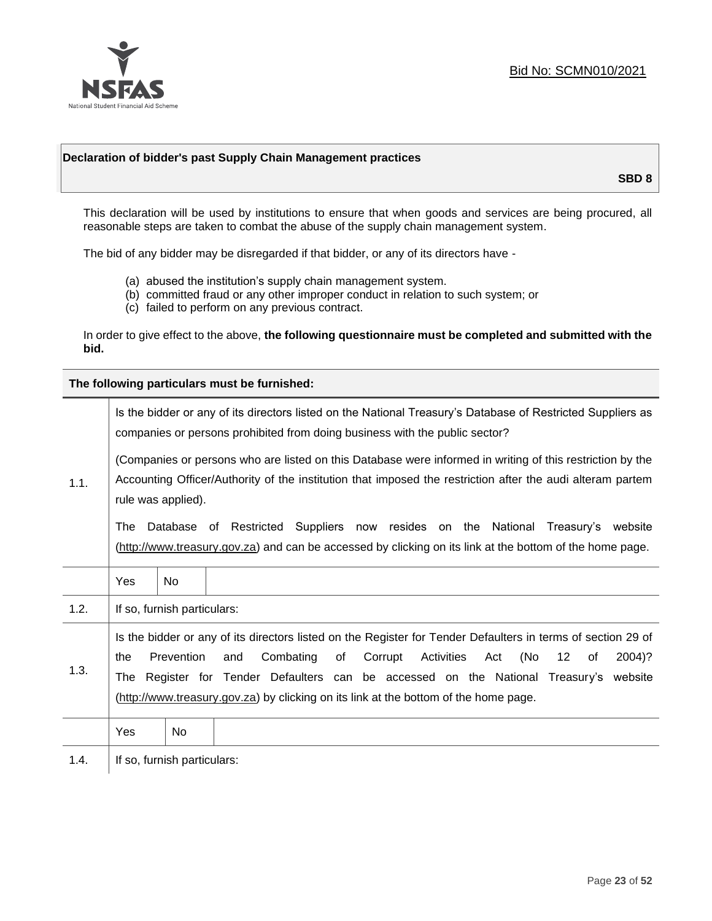Bid No: SCMN010/2021

**Declaration of bidder's past Supply Chain Management practices**

**SBD 8**

This declaration will be used by institutions to ensure that when goods and services are being procured, all reasonable steps are taken to combat the abuse of the supply chain management system.

The bid of any bidder may be disregarded if that bidder, or any of its directors have -

(a) abused the institution's supply chain management system.
(b) committed fraud or any other improper conduct in relation to such system; or
(c) failed to perform on any previous contract.

In order to give effect to the above, **the following questionnaire must be completed and submitted with the bid.**

| **The following particulars must be furnished:** | | | |
|---|---|---|---|
| 1.1. | Is the bidder or any of its directors listed on the National Treasury's Database of Restricted Suppliers as companies or persons prohibited from doing business with the public sector?<br><br>(Companies or persons who are listed on this Database were informed in writing of this restriction by the Accounting Officer/Authority of the institution that imposed the restriction after the audi alteram partem rule was applied).<br><br>The Database of Restricted Suppliers now resides on the National Treasury's website (http://www.treasury.gov.za) and can be accessed by clicking on its link at the bottom of the home page. | | |
| | Yes | No | |
| 1.2. | If so, furnish particulars: | | |
| 1.3. | Is the bidder or any of its directors listed on the Register for Tender Defaulters in terms of section 29 of the Prevention and Combating of Corrupt Activities Act (No 12 of 2004)? The Register for Tender Defaulters can be accessed on the National Treasury's website (http://www.treasury.gov.za) by clicking on its link at the bottom of the home page. | | |
| | Yes | No | |
| 1.4. | If so, furnish particulars: | | |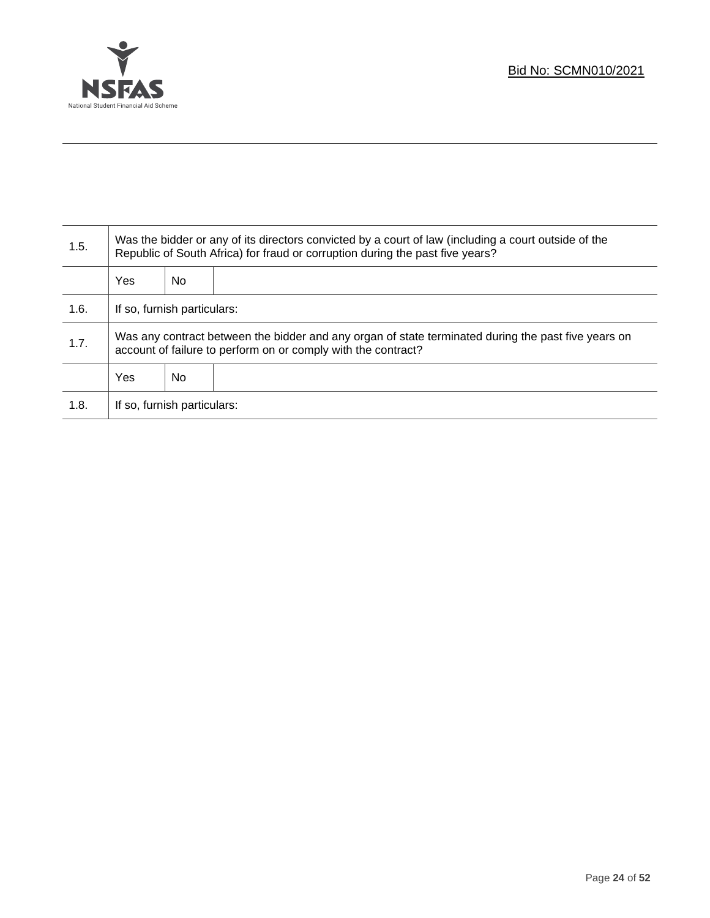| | | | |
|---|---|---|---|
| 1.5. | Was the bidder or any of its directors convicted by a court of law (including a court outside of the Republic of South Africa) for fraud or corruption during the past five years? | | |
| | Yes | No | |
| 1.6. | If so, furnish particulars: | | |
| 1.7. | Was any contract between the bidder and any organ of state terminated during the past five years on account of failure to perform on or comply with the contract? | | |
| | Yes | No | |
| 1.8. | If so, furnish particulars: | | |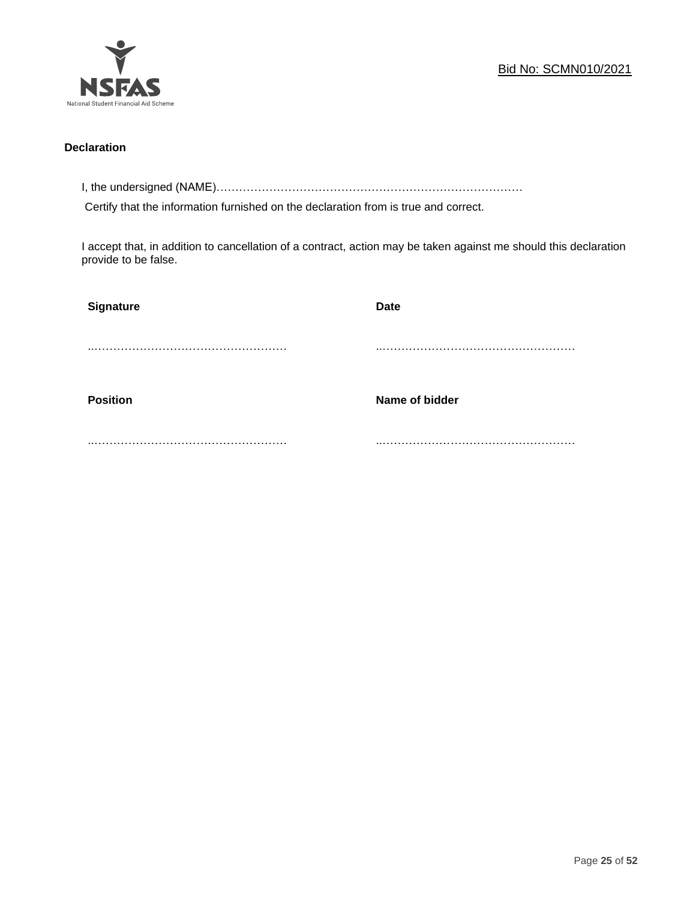**Declaration**

I, the undersigned (NAME)…………………………………………………………………………

Certify that the information furnished on the declaration from is true and correct.

I accept that, in addition to cancellation of a contract, action may be taken against me should this declaration provide to be false.

| **Signature** | **Date** |
|---|---|
| ……………………………………………… | ……………………………………………… |
| **Position** | **Name of bidder** |
| ……………………………………………… | ……………………………………………… |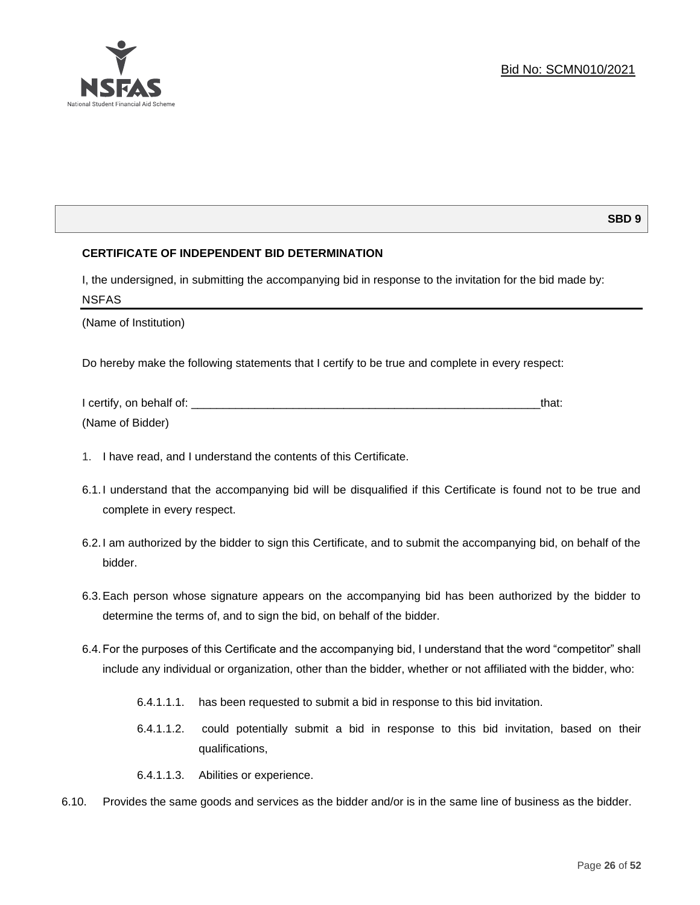**SBD 9**

**CERTIFICATE OF INDEPENDENT BID DETERMINATION**

I, the undersigned, in submitting the accompanying bid in response to the invitation for the bid made by:

NSFAS

(Name of Institution)

Do hereby make the following statements that I certify to be true and complete in every respect:

I certify, on behalf of: ___________________________________________________________that:

(Name of Bidder)

1. I have read, and I understand the contents of this Certificate.

6.1. I understand that the accompanying bid will be disqualified if this Certificate is found not to be true and complete in every respect.

6.2. I am authorized by the bidder to sign this Certificate, and to submit the accompanying bid, on behalf of the bidder.

6.3. Each person whose signature appears on the accompanying bid has been authorized by the bidder to determine the terms of, and to sign the bid, on behalf of the bidder.

6.4. For the purposes of this Certificate and the accompanying bid, I understand that the word "competitor" shall include any individual or organization, other than the bidder, whether or not affiliated with the bidder, who:

6.4.1.1.1. has been requested to submit a bid in response to this bid invitation.

6.4.1.1.2. could potentially submit a bid in response to this bid invitation, based on their qualifications,

6.4.1.1.3. Abilities or experience.

6.10. Provides the same goods and services as the bidder and/or is in the same line of business as the bidder.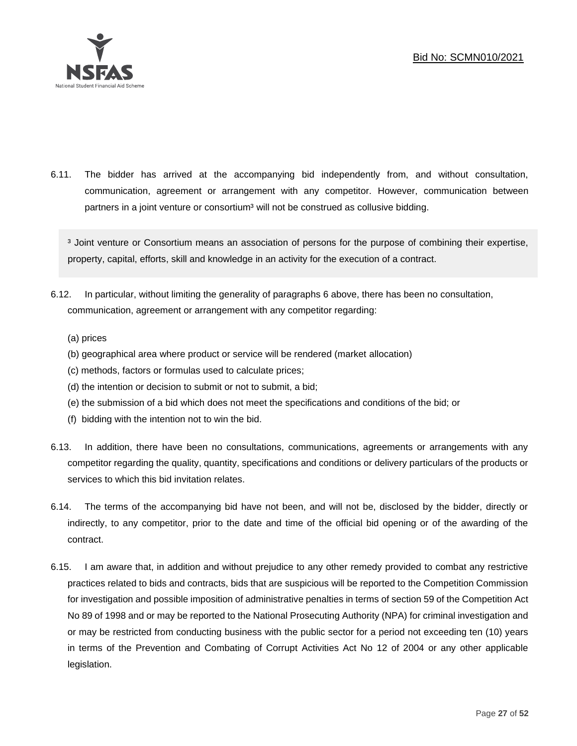6.11. The bidder has arrived at the accompanying bid independently from, and without consultation, communication, agreement or arrangement with any competitor. However, communication between partners in a joint venture or consortium[3] will not be construed as collusive bidding.

> [3] Joint venture or Consortium means an association of persons for the purpose of combining their expertise, property, capital, efforts, skill and knowledge in an activity for the execution of a contract.

6.12. In particular, without limiting the generality of paragraphs 6 above, there has been no consultation, communication, agreement or arrangement with any competitor regarding:

(a) prices
(b) geographical area where product or service will be rendered (market allocation)
(c) methods, factors or formulas used to calculate prices;
(d) the intention or decision to submit or not to submit, a bid;
(e) the submission of a bid which does not meet the specifications and conditions of the bid; or
(f) bidding with the intention not to win the bid.

6.13. In addition, there have been no consultations, communications, agreements or arrangements with any competitor regarding the quality, quantity, specifications and conditions or delivery particulars of the products or services to which this bid invitation relates.

6.14. The terms of the accompanying bid have not been, and will not be, disclosed by the bidder, directly or indirectly, to any competitor, prior to the date and time of the official bid opening or of the awarding of the contract.

6.15. I am aware that, in addition and without prejudice to any other remedy provided to combat any restrictive practices related to bids and contracts, bids that are suspicious will be reported to the Competition Commission for investigation and possible imposition of administrative penalties in terms of section 59 of the Competition Act No 89 of 1998 and or may be reported to the National Prosecuting Authority (NPA) for criminal investigation and or may be restricted from conducting business with the public sector for a period not exceeding ten (10) years in terms of the Prevention and Combating of Corrupt Activities Act No 12 of 2004 or any other applicable legislation.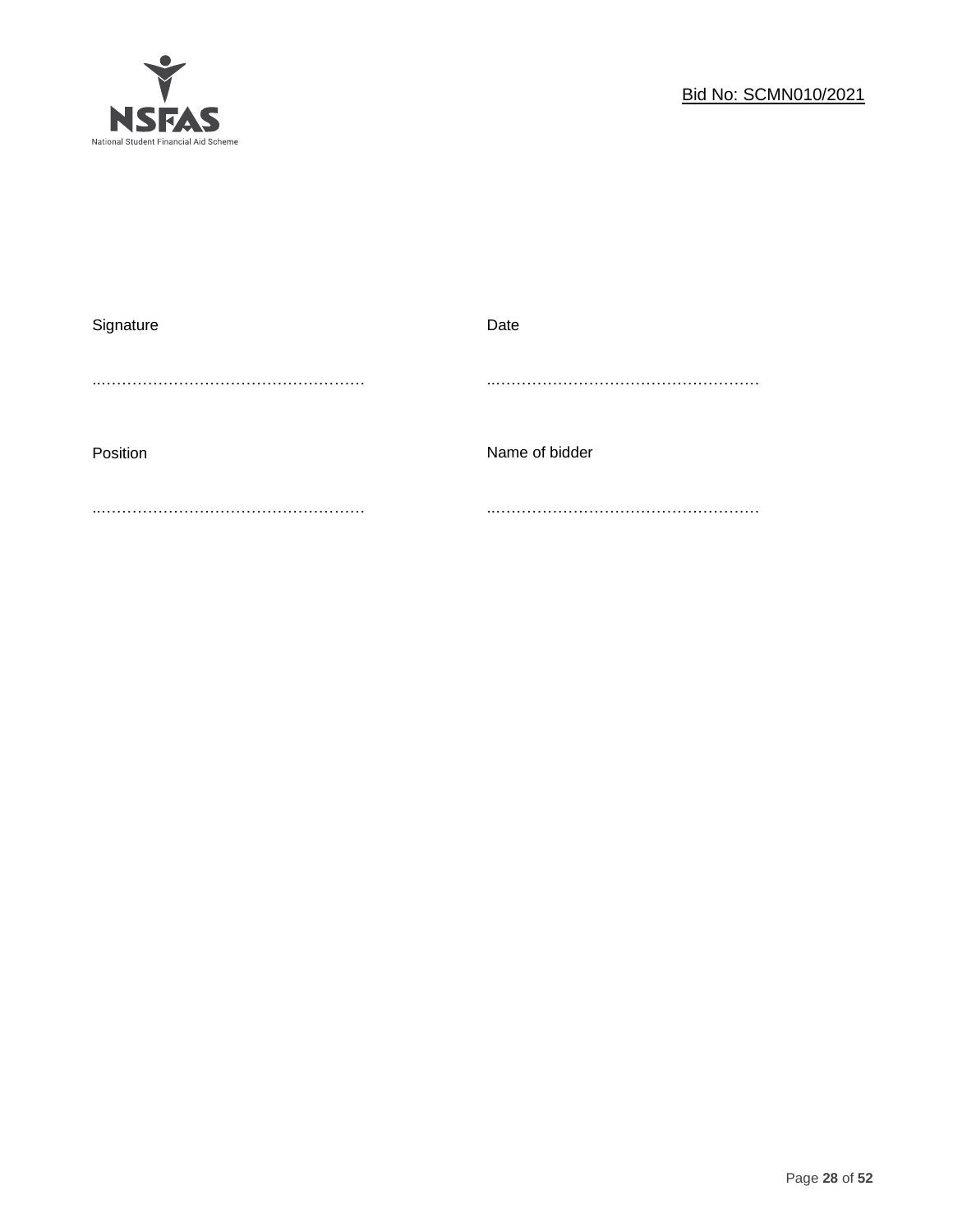| Signature | Date |
| --- | --- |
| ……………………………………………… | ……………………………………………… |
| Position | Name of bidder |
| ……………………………………………… | ……………………………………………… |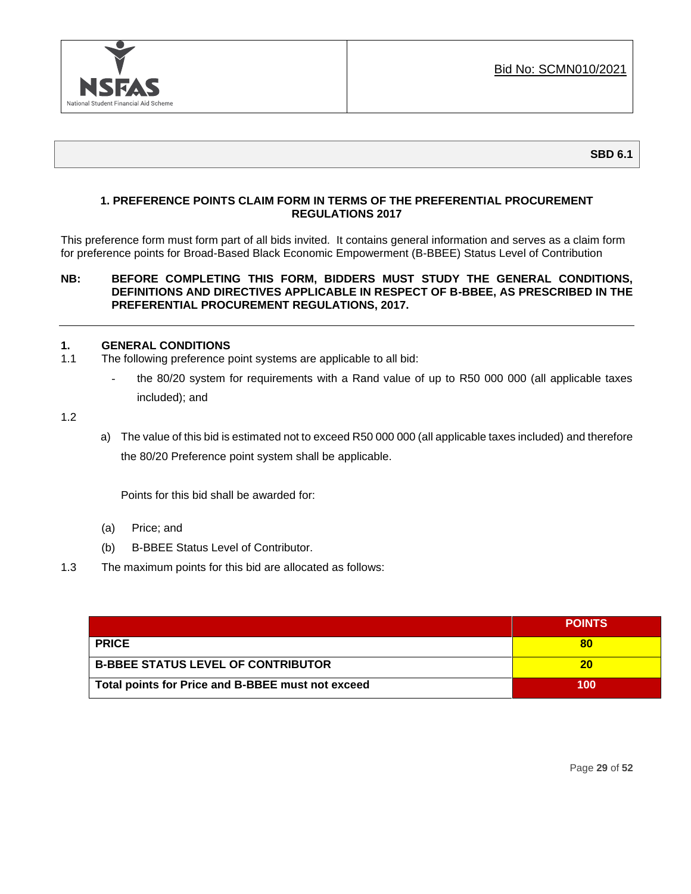Bid No: SCMN010/2021

**SBD 6.1**

## 1. PREFERENCE POINTS CLAIM FORM IN TERMS OF THE PREFERENTIAL PROCUREMENT REGULATIONS 2017

This preference form must form part of all bids invited. It contains general information and serves as a claim form for preference points for Broad-Based Black Economic Empowerment (B-BBEE) Status Level of Contribution

**NB: BEFORE COMPLETING THIS FORM, BIDDERS MUST STUDY THE GENERAL CONDITIONS, DEFINITIONS AND DIRECTIVES APPLICABLE IN RESPECT OF B-BBEE, AS PRESCRIBED IN THE PREFERENTIAL PROCUREMENT REGULATIONS, 2017.**

---

### 1. GENERAL CONDITIONS

1.1 The following preference point systems are applicable to all bid:

- the 80/20 system for requirements with a Rand value of up to R50 000 000 (all applicable taxes included); and

1.2

a) The value of this bid is estimated not to exceed R50 000 000 (all applicable taxes included) and therefore the 80/20 Preference point system shall be applicable.

Points for this bid shall be awarded for:

(a) Price; and

(b) B-BBEE Status Level of Contributor.

1.3 The maximum points for this bid are allocated as follows:

| | POINTS |
|---|---|
| **PRICE** | **80** |
| **B-BBEE STATUS LEVEL OF CONTRIBUTOR** | **20** |
| **Total points for Price and B-BBEE must not exceed** | **100** |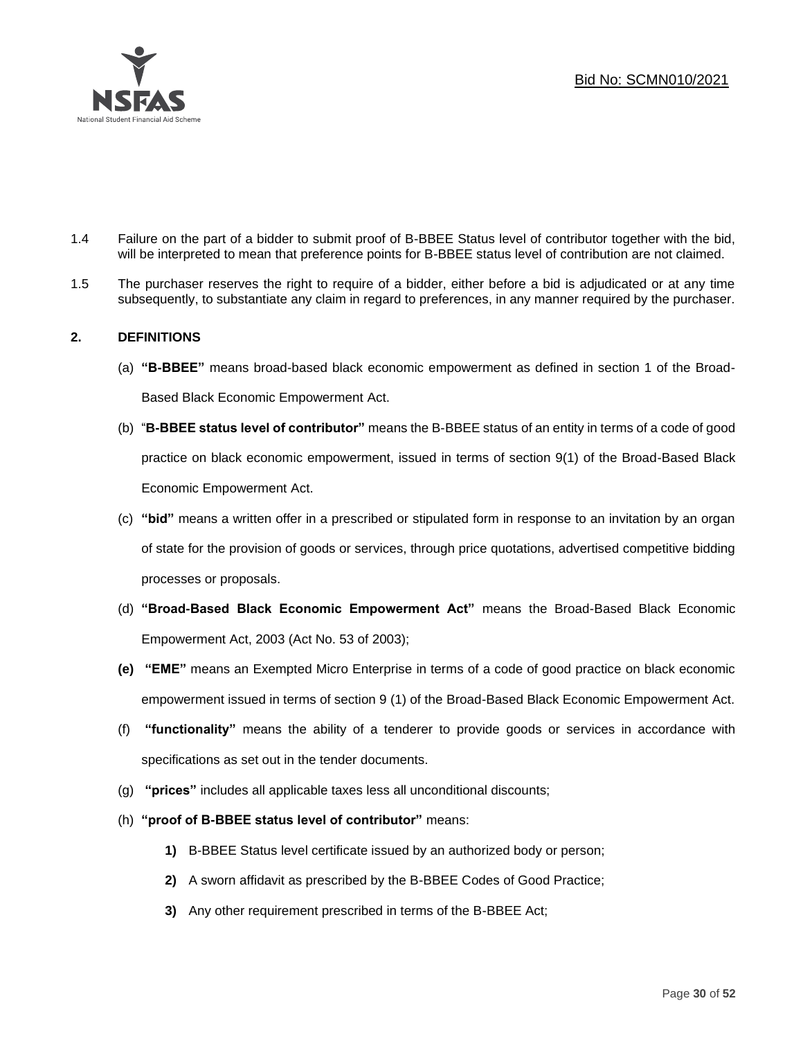1.4 Failure on the part of a bidder to submit proof of B-BBEE Status level of contributor together with the bid, will be interpreted to mean that preference points for B-BBEE status level of contribution are not claimed.

1.5 The purchaser reserves the right to require of a bidder, either before a bid is adjudicated or at any time subsequently, to substantiate any claim in regard to preferences, in any manner required by the purchaser.

## 2. DEFINITIONS

(a) **"B-BBEE"** means broad-based black economic empowerment as defined in section 1 of the Broad-Based Black Economic Empowerment Act.

(b) "**B-BBEE status level of contributor"** means the B-BBEE status of an entity in terms of a code of good practice on black economic empowerment, issued in terms of section 9(1) of the Broad-Based Black Economic Empowerment Act.

(c) **"bid"** means a written offer in a prescribed or stipulated form in response to an invitation by an organ of state for the provision of goods or services, through price quotations, advertised competitive bidding processes or proposals.

(d) **"Broad-Based Black Economic Empowerment Act"** means the Broad-Based Black Economic Empowerment Act, 2003 (Act No. 53 of 2003);

**(e)** **"EME"** means an Exempted Micro Enterprise in terms of a code of good practice on black economic empowerment issued in terms of section 9 (1) of the Broad-Based Black Economic Empowerment Act.

(f) **"functionality"** means the ability of a tenderer to provide goods or services in accordance with specifications as set out in the tender documents.

(g) **"prices"** includes all applicable taxes less all unconditional discounts;

(h) **"proof of B-BBEE status level of contributor"** means:

**1)** B-BBEE Status level certificate issued by an authorized body or person;

**2)** A sworn affidavit as prescribed by the B-BBEE Codes of Good Practice;

**3)** Any other requirement prescribed in terms of the B-BBEE Act;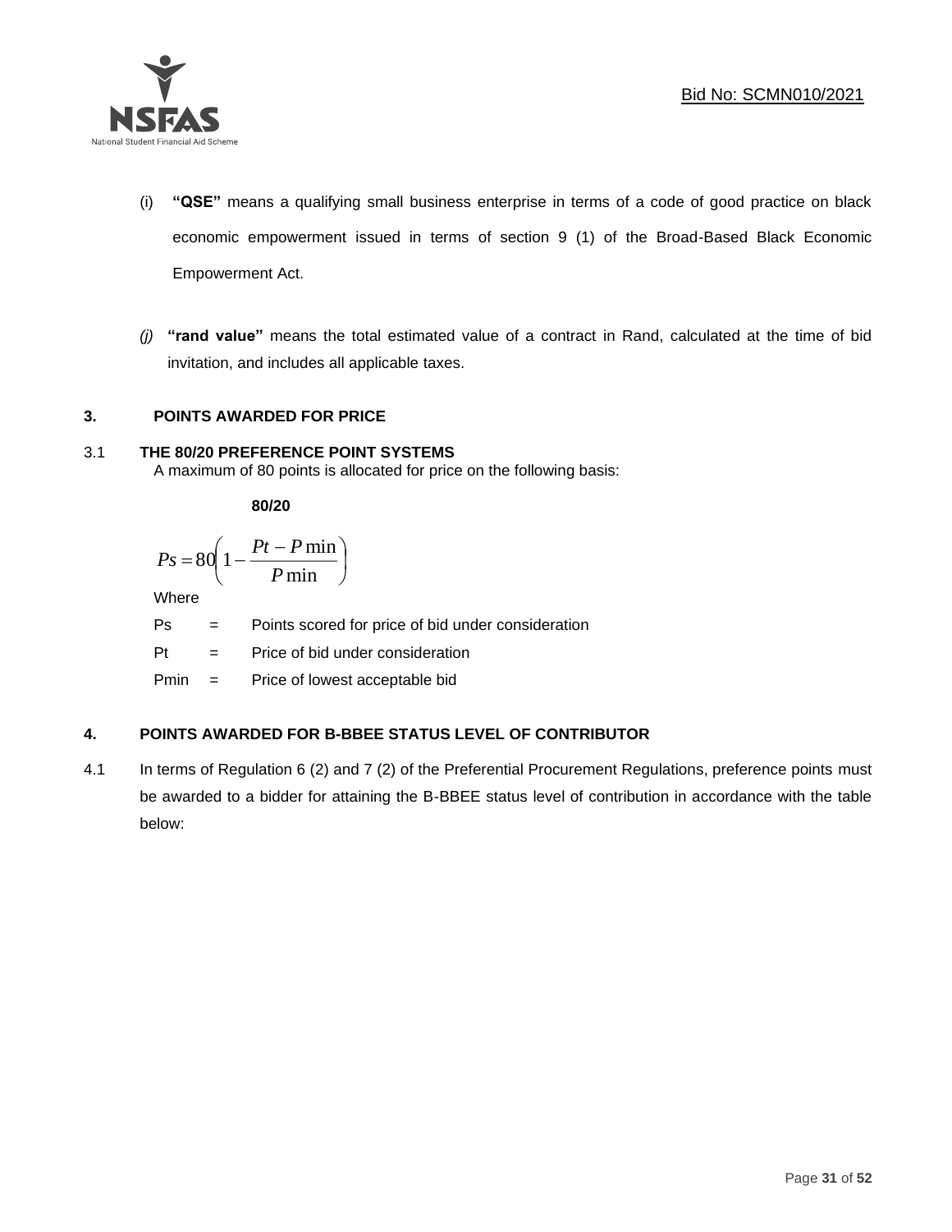(i) **"QSE"** means a qualifying small business enterprise in terms of a code of good practice on black economic empowerment issued in terms of section 9 (1) of the Broad-Based Black Economic Empowerment Act.

*(j)* **"rand value"** means the total estimated value of a contract in Rand, calculated at the time of bid invitation, and includes all applicable taxes.

## 3. POINTS AWARDED FOR PRICE

### 3.1 THE 80/20 PREFERENCE POINT SYSTEMS

A maximum of 80 points is allocated for price on the following basis:

**80/20**

$$Ps = 80\left(1 - \frac{Pt - P\min}{P\min}\right)$$

Where

Ps = Points scored for price of bid under consideration

Pt = Price of bid under consideration

Pmin = Price of lowest acceptable bid

## 4. POINTS AWARDED FOR B-BBEE STATUS LEVEL OF CONTRIBUTOR

4.1 In terms of Regulation 6 (2) and 7 (2) of the Preferential Procurement Regulations, preference points must be awarded to a bidder for attaining the B-BBEE status level of contribution in accordance with the table below: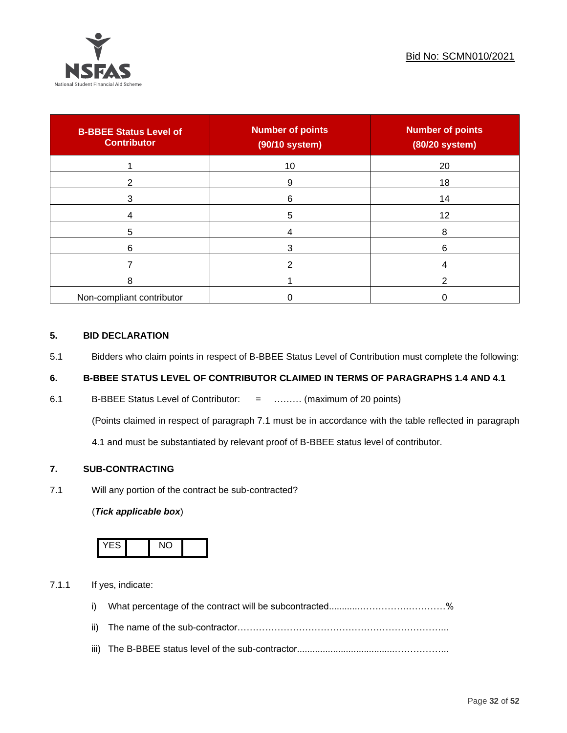| B-BBEE Status Level of Contributor | Number of points (90/10 system) | Number of points (80/20 system) |
|---|---|---|
| 1 | 10 | 20 |
| 2 | 9 | 18 |
| 3 | 6 | 14 |
| 4 | 5 | 12 |
| 5 | 4 | 8 |
| 6 | 3 | 6 |
| 7 | 2 | 4 |
| 8 | 1 | 2 |
| Non-compliant contributor | 0 | 0 |

## 5. BID DECLARATION

5.1 Bidders who claim points in respect of B-BBEE Status Level of Contribution must complete the following:

## 6. B-BBEE STATUS LEVEL OF CONTRIBUTOR CLAIMED IN TERMS OF PARAGRAPHS 1.4 AND 4.1

6.1 B-BBEE Status Level of Contributor: = ……… (maximum of 20 points)

(Points claimed in respect of paragraph 7.1 must be in accordance with the table reflected in paragraph 4.1 and must be substantiated by relevant proof of B-BBEE status level of contributor.

## 7. SUB-CONTRACTING

7.1 Will any portion of the contract be sub-contracted?

(***Tick applicable box***)

| YES | | NO | |
|---|---|---|---|

7.1.1 If yes, indicate:

i) What percentage of the contract will be subcontracted............…………….…………%

ii) The name of the sub-contractor…………………………………………………………....

iii) The B-BBEE status level of the sub-contractor......................................……………..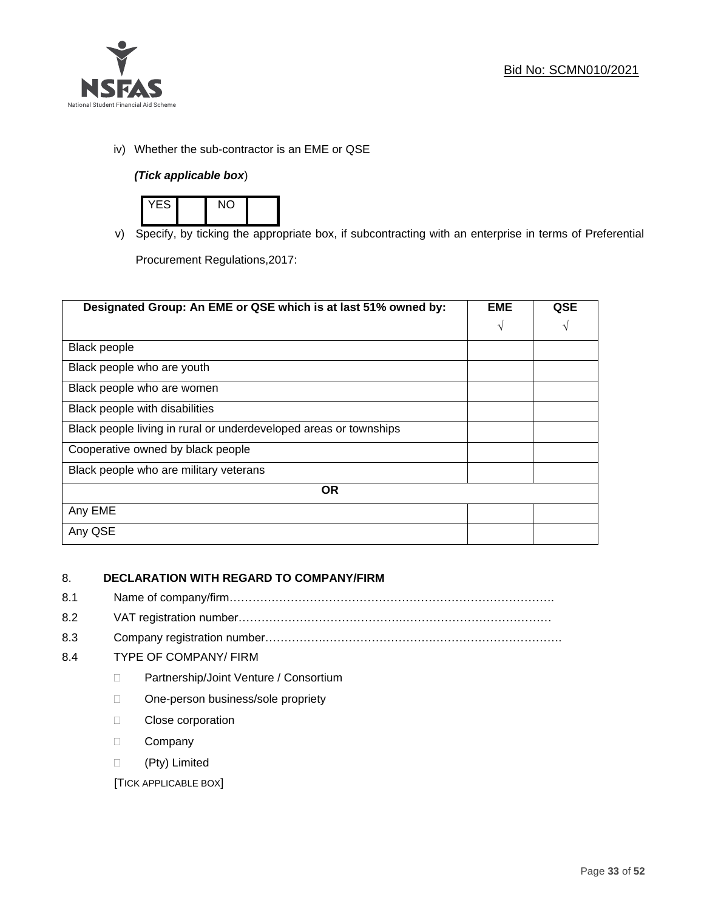iv) Whether the sub-contractor is an EME or QSE

*(Tick applicable box*)

| YES | | NO | |
|---|---|---|---|

v) Specify, by ticking the appropriate box, if subcontracting with an enterprise in terms of Preferential Procurement Regulations,2017:

| **Designated Group: An EME or QSE which is at last 51% owned by:** | **EME** √ | **QSE** √ |
|---|---|---|
| Black people | | |
| Black people who are youth | | |
| Black people who are women | | |
| Black people with disabilities | | |
| Black people living in rural or underdeveloped areas or townships | | |
| Cooperative owned by black people | | |
| Black people who are military veterans | | |
| **OR** | | |
| Any EME | | |
| Any QSE | | |

8. **DECLARATION WITH REGARD TO COMPANY/FIRM**

8.1 Name of company/firm……………………………………………………………………………

8.2 VAT registration number……………………………………………………………………………

8.3 Company registration number……………………………………………………………………

8.4 TYPE OF COMPANY/ FIRM

- □ Partnership/Joint Venture / Consortium
- □ One-person business/sole propriety
- □ Close corporation
- □ Company
- □ (Pty) Limited

[TICK APPLICABLE BOX]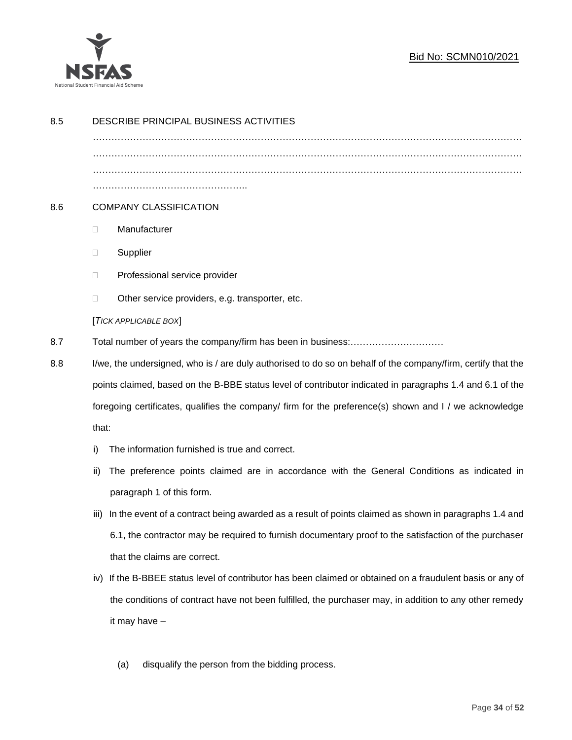8.5 DESCRIBE PRINCIPAL BUSINESS ACTIVITIES

……………………………………………………………………………………………………………………
……………………………………………………………………………………………………………………
……………………………………………………………………………………………………………………
…………………………………………..

8.6 COMPANY CLASSIFICATION

- Manufacturer
- Supplier
- Professional service provider
- Other service providers, e.g. transporter, etc.

[*TICK APPLICABLE BOX*]

8.7 Total number of years the company/firm has been in business:…………………………

8.8 I/we, the undersigned, who is / are duly authorised to do so on behalf of the company/firm, certify that the points claimed, based on the B-BBE status level of contributor indicated in paragraphs 1.4 and 6.1 of the foregoing certificates, qualifies the company/ firm for the preference(s) shown and I / we acknowledge that:

i) The information furnished is true and correct.

ii) The preference points claimed are in accordance with the General Conditions as indicated in paragraph 1 of this form.

iii) In the event of a contract being awarded as a result of points claimed as shown in paragraphs 1.4 and 6.1, the contractor may be required to furnish documentary proof to the satisfaction of the purchaser that the claims are correct.

iv) If the B-BBEE status level of contributor has been claimed or obtained on a fraudulent basis or any of the conditions of contract have not been fulfilled, the purchaser may, in addition to any other remedy it may have –

(a) disqualify the person from the bidding process.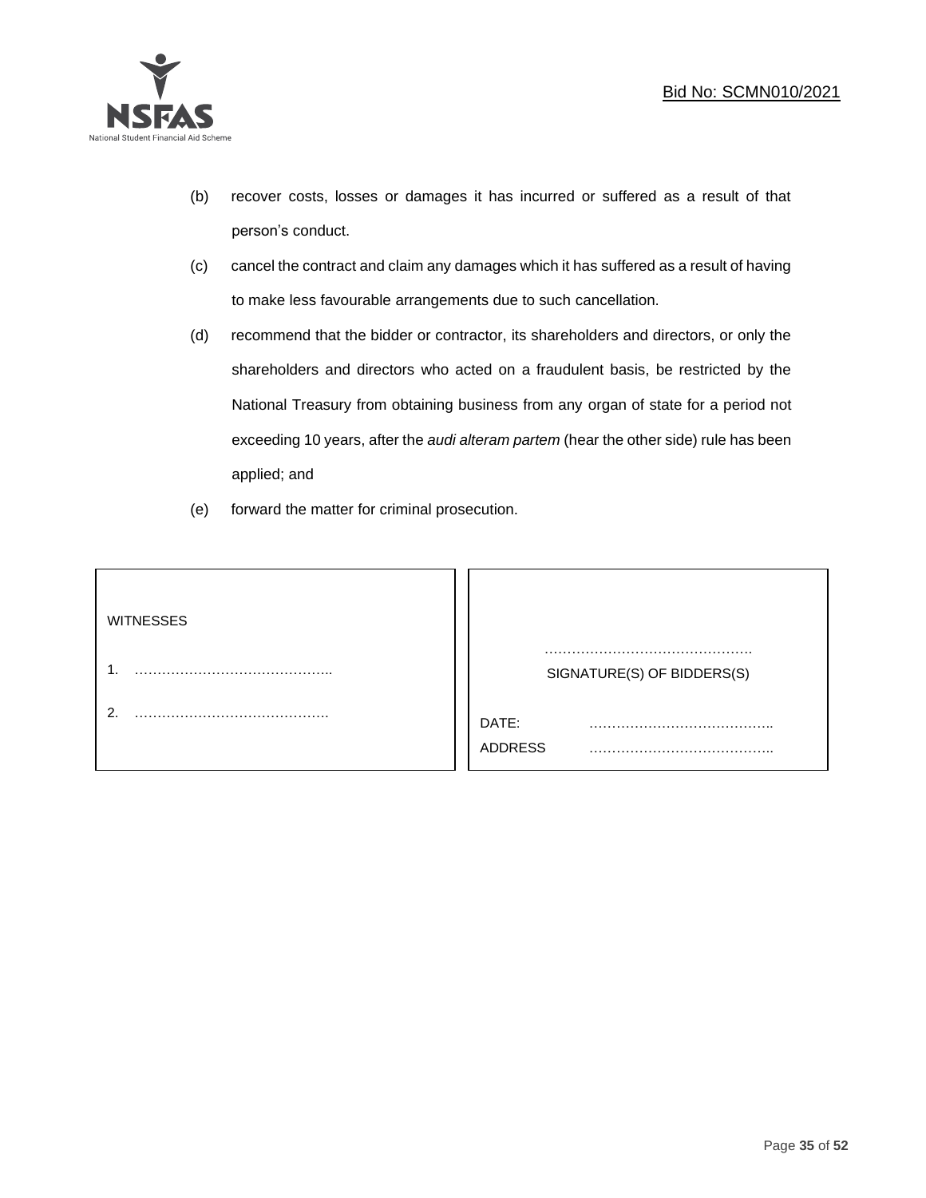(b) recover costs, losses or damages it has incurred or suffered as a result of that person's conduct.

(c) cancel the contract and claim any damages which it has suffered as a result of having to make less favourable arrangements due to such cancellation.

(d) recommend that the bidder or contractor, its shareholders and directors, or only the shareholders and directors who acted on a fraudulent basis, be restricted by the National Treasury from obtaining business from any organ of state for a period not exceeding 10 years, after the *audi alteram partem* (hear the other side) rule has been applied; and

(e) forward the matter for criminal prosecution.

| WITNESSES | |
|---|---|
| 1. …………………………………….. | ………………………………………. SIGNATURE(S) OF BIDDERS(S) |
| 2. ……………………………………. | DATE: ………………………………….. |
| | ADDRESS ………………………………….. |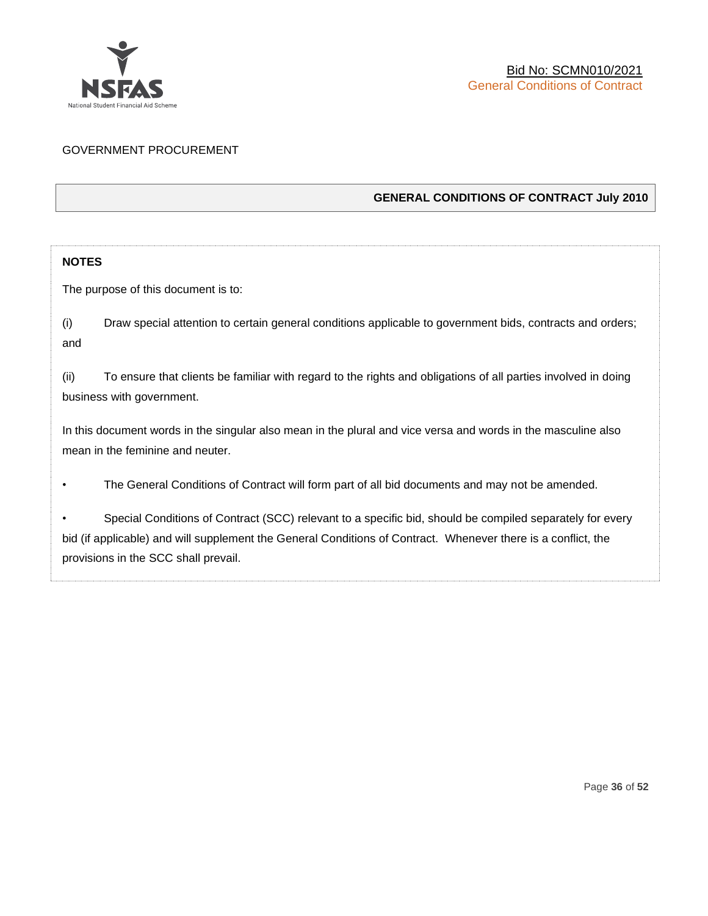GOVERNMENT PROCUREMENT

**GENERAL CONDITIONS OF CONTRACT July 2010**

**NOTES**

The purpose of this document is to:

(i) Draw special attention to certain general conditions applicable to government bids, contracts and orders; and

(ii) To ensure that clients be familiar with regard to the rights and obligations of all parties involved in doing business with government.

In this document words in the singular also mean in the plural and vice versa and words in the masculine also mean in the feminine and neuter.

- The General Conditions of Contract will form part of all bid documents and may not be amended.
- Special Conditions of Contract (SCC) relevant to a specific bid, should be compiled separately for every bid (if applicable) and will supplement the General Conditions of Contract. Whenever there is a conflict, the provisions in the SCC shall prevail.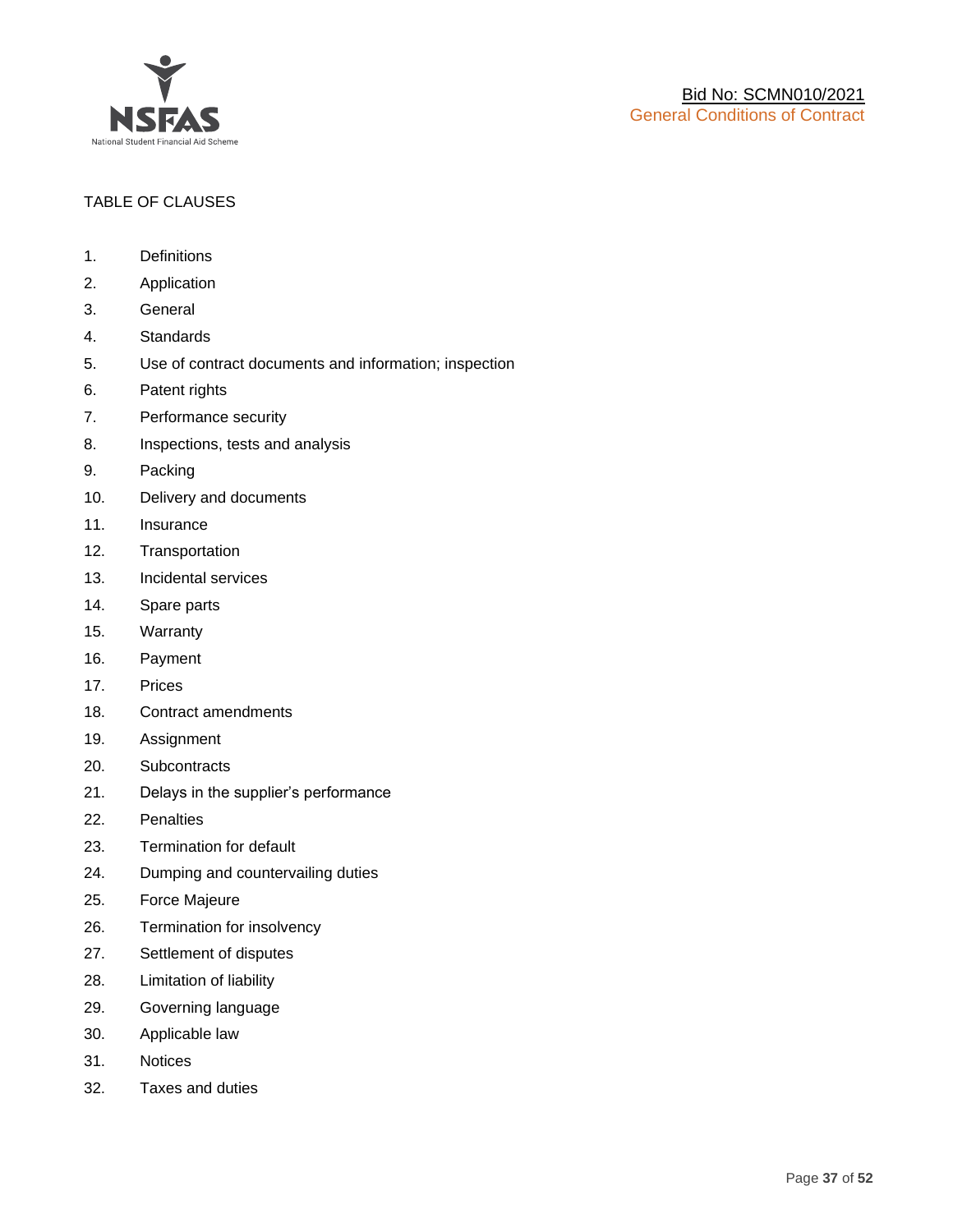TABLE OF CLAUSES

1. Definitions
2. Application
3. General
4. Standards
5. Use of contract documents and information; inspection
6. Patent rights
7. Performance security
8. Inspections, tests and analysis
9. Packing
10. Delivery and documents
11. Insurance
12. Transportation
13. Incidental services
14. Spare parts
15. Warranty
16. Payment
17. Prices
18. Contract amendments
19. Assignment
20. Subcontracts
21. Delays in the supplier's performance
22. Penalties
23. Termination for default
24. Dumping and countervailing duties
25. Force Majeure
26. Termination for insolvency
27. Settlement of disputes
28. Limitation of liability
29. Governing language
30. Applicable law
31. Notices
32. Taxes and duties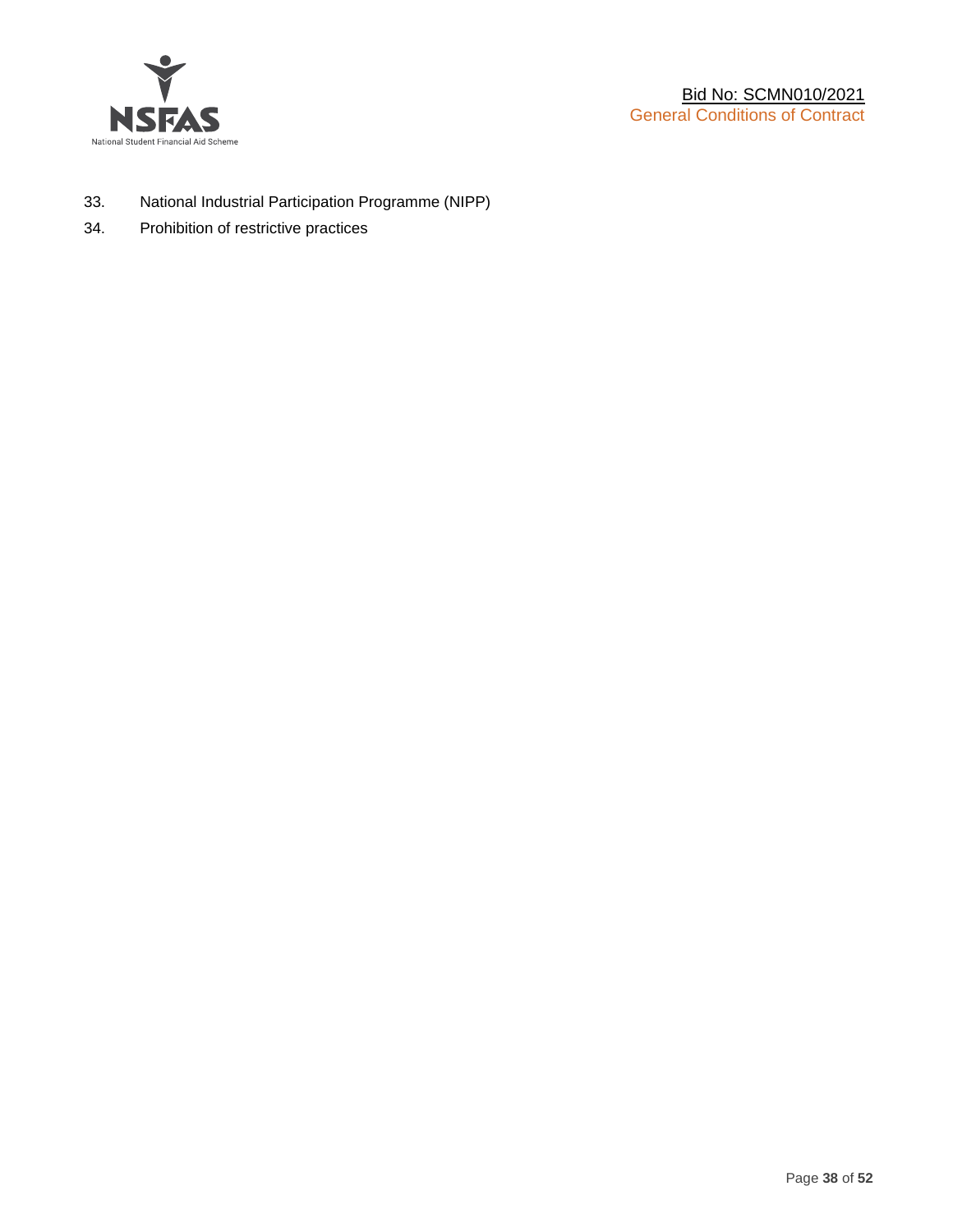33. National Industrial Participation Programme (NIPP)
34. Prohibition of restrictive practices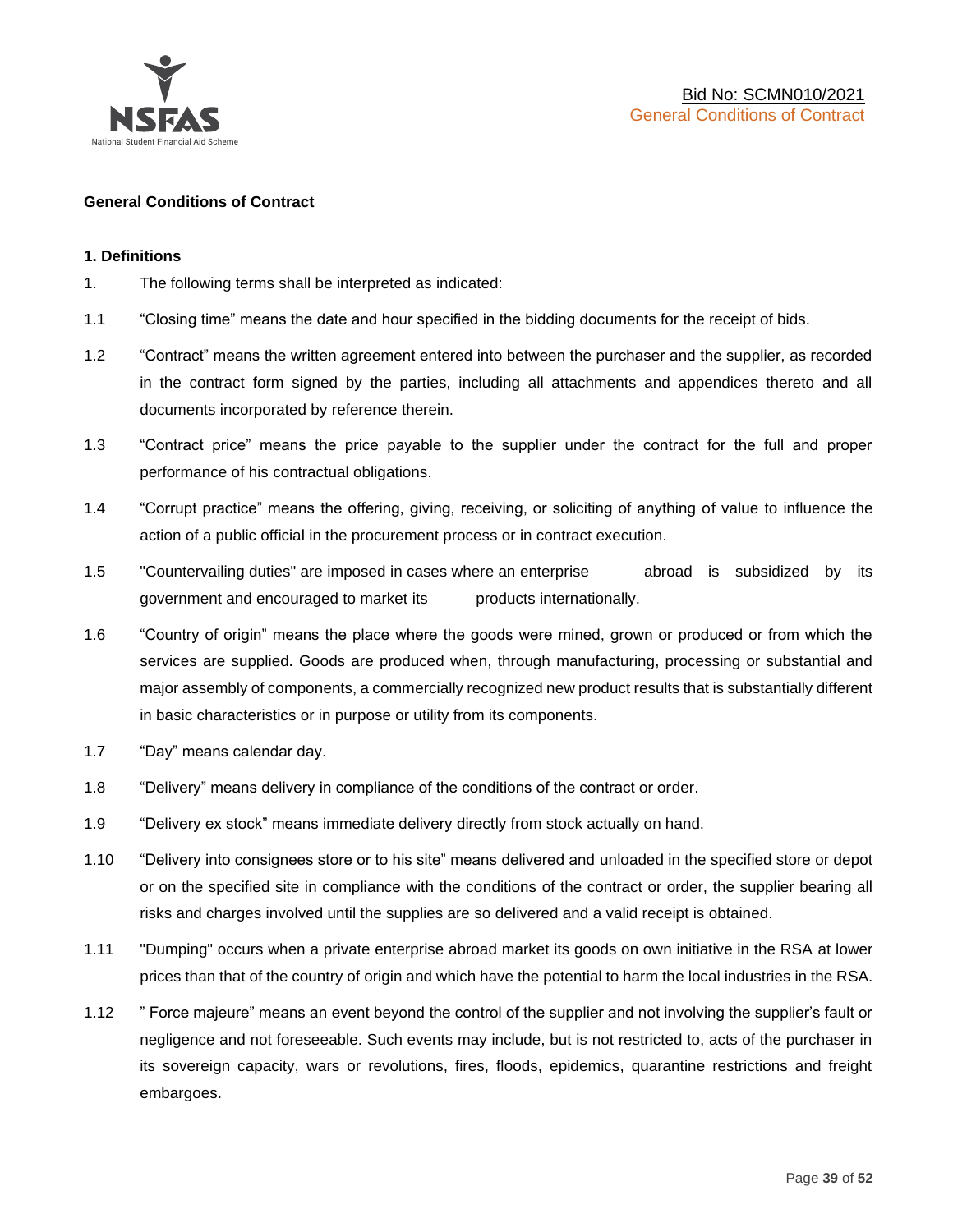**General Conditions of Contract**

**1. Definitions**

1. The following terms shall be interpreted as indicated:

1.1 "Closing time" means the date and hour specified in the bidding documents for the receipt of bids.

1.2 "Contract" means the written agreement entered into between the purchaser and the supplier, as recorded in the contract form signed by the parties, including all attachments and appendices thereto and all documents incorporated by reference therein.

1.3 "Contract price" means the price payable to the supplier under the contract for the full and proper performance of his contractual obligations.

1.4 "Corrupt practice" means the offering, giving, receiving, or soliciting of anything of value to influence the action of a public official in the procurement process or in contract execution.

1.5 "Countervailing duties" are imposed in cases where an enterprise abroad is subsidized by its government and encouraged to market its products internationally.

1.6 "Country of origin" means the place where the goods were mined, grown or produced or from which the services are supplied. Goods are produced when, through manufacturing, processing or substantial and major assembly of components, a commercially recognized new product results that is substantially different in basic characteristics or in purpose or utility from its components.

1.7 "Day" means calendar day.

1.8 "Delivery" means delivery in compliance of the conditions of the contract or order.

1.9 "Delivery ex stock" means immediate delivery directly from stock actually on hand.

1.10 "Delivery into consignees store or to his site" means delivered and unloaded in the specified store or depot or on the specified site in compliance with the conditions of the contract or order, the supplier bearing all risks and charges involved until the supplies are so delivered and a valid receipt is obtained.

1.11 "Dumping" occurs when a private enterprise abroad market its goods on own initiative in the RSA at lower prices than that of the country of origin and which have the potential to harm the local industries in the RSA.

1.12 " Force majeure" means an event beyond the control of the supplier and not involving the supplier's fault or negligence and not foreseeable. Such events may include, but is not restricted to, acts of the purchaser in its sovereign capacity, wars or revolutions, fires, floods, epidemics, quarantine restrictions and freight embargoes.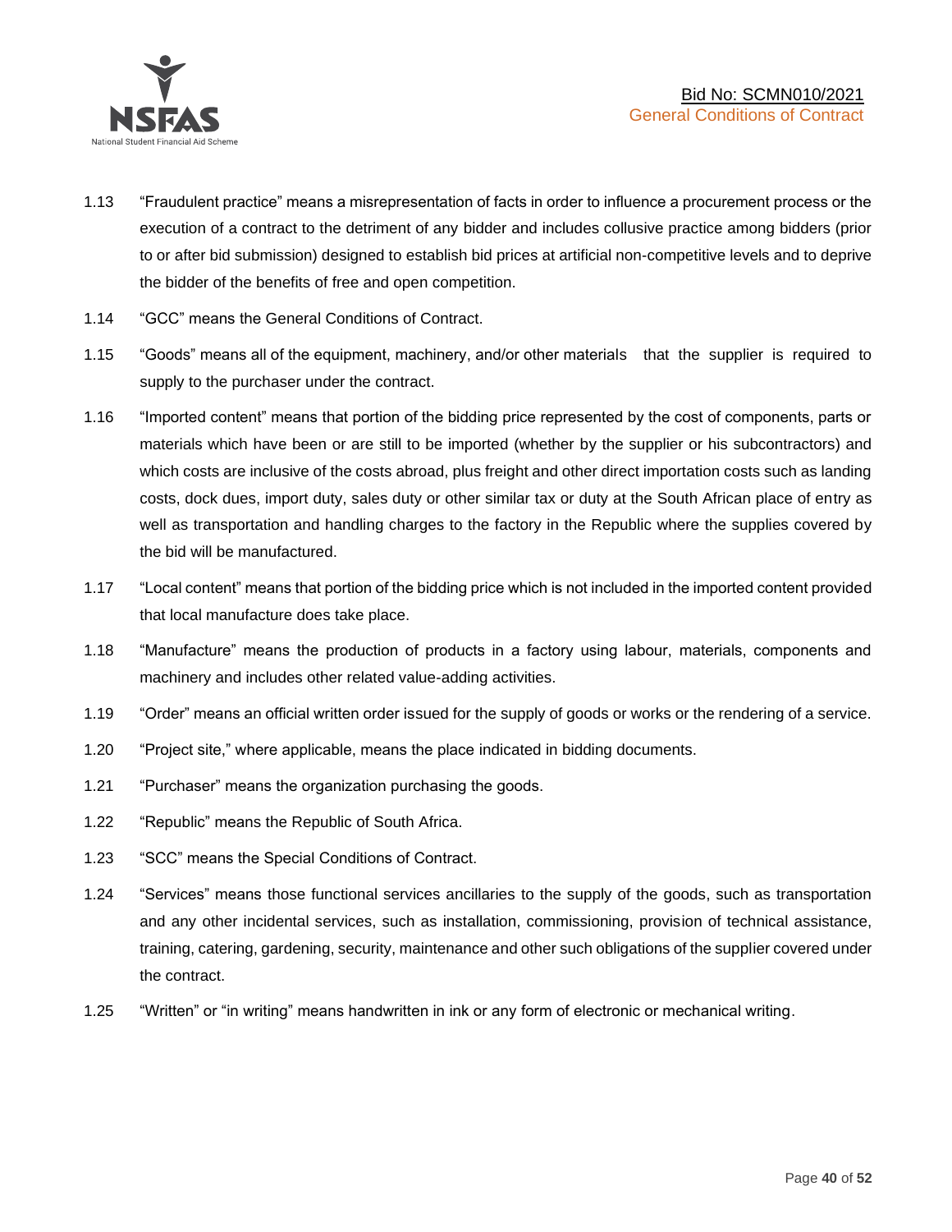1.13 "Fraudulent practice" means a misrepresentation of facts in order to influence a procurement process or the execution of a contract to the detriment of any bidder and includes collusive practice among bidders (prior to or after bid submission) designed to establish bid prices at artificial non-competitive levels and to deprive the bidder of the benefits of free and open competition.

1.14 "GCC" means the General Conditions of Contract.

1.15 "Goods" means all of the equipment, machinery, and/or other materials that the supplier is required to supply to the purchaser under the contract.

1.16 "Imported content" means that portion of the bidding price represented by the cost of components, parts or materials which have been or are still to be imported (whether by the supplier or his subcontractors) and which costs are inclusive of the costs abroad, plus freight and other direct importation costs such as landing costs, dock dues, import duty, sales duty or other similar tax or duty at the South African place of entry as well as transportation and handling charges to the factory in the Republic where the supplies covered by the bid will be manufactured.

1.17 "Local content" means that portion of the bidding price which is not included in the imported content provided that local manufacture does take place.

1.18 "Manufacture" means the production of products in a factory using labour, materials, components and machinery and includes other related value-adding activities.

1.19 "Order" means an official written order issued for the supply of goods or works or the rendering of a service.

1.20 "Project site," where applicable, means the place indicated in bidding documents.

1.21 "Purchaser" means the organization purchasing the goods.

1.22 "Republic" means the Republic of South Africa.

1.23 "SCC" means the Special Conditions of Contract.

1.24 "Services" means those functional services ancillaries to the supply of the goods, such as transportation and any other incidental services, such as installation, commissioning, provision of technical assistance, training, catering, gardening, security, maintenance and other such obligations of the supplier covered under the contract.

1.25 "Written" or "in writing" means handwritten in ink or any form of electronic or mechanical writing.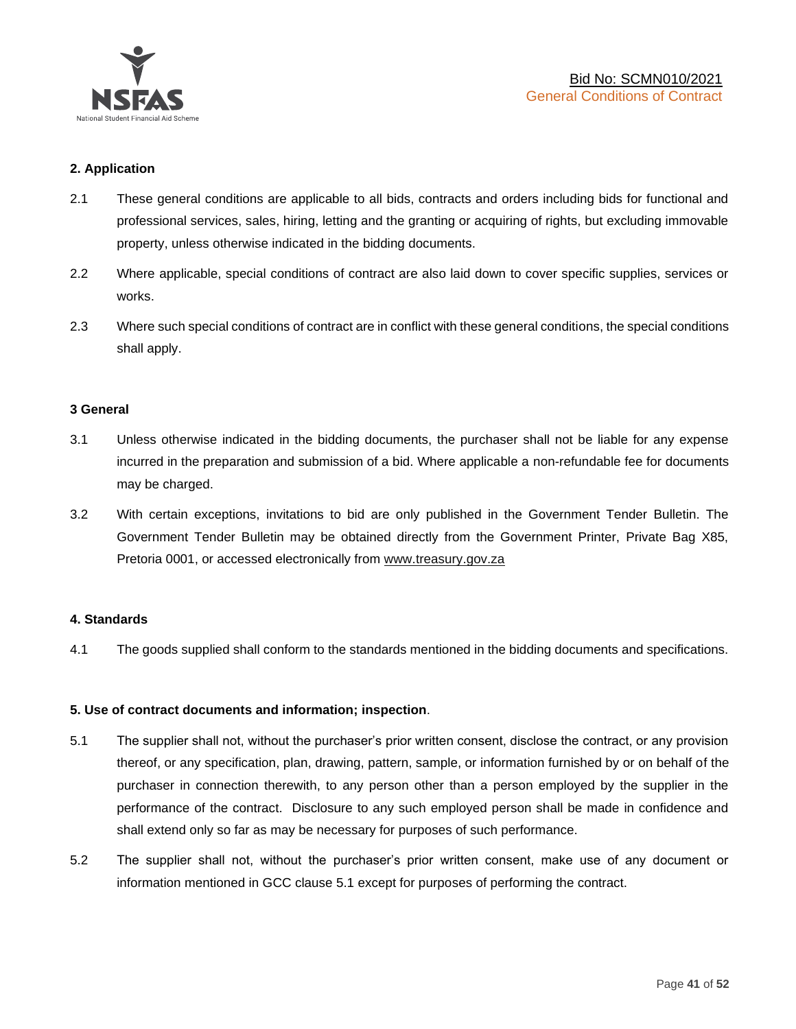## 2. Application

2.1 These general conditions are applicable to all bids, contracts and orders including bids for functional and professional services, sales, hiring, letting and the granting or acquiring of rights, but excluding immovable property, unless otherwise indicated in the bidding documents.

2.2 Where applicable, special conditions of contract are also laid down to cover specific supplies, services or works.

2.3 Where such special conditions of contract are in conflict with these general conditions, the special conditions shall apply.

## 3 General

3.1 Unless otherwise indicated in the bidding documents, the purchaser shall not be liable for any expense incurred in the preparation and submission of a bid. Where applicable a non-refundable fee for documents may be charged.

3.2 With certain exceptions, invitations to bid are only published in the Government Tender Bulletin. The Government Tender Bulletin may be obtained directly from the Government Printer, Private Bag X85, Pretoria 0001, or accessed electronically from www.treasury.gov.za

## 4. Standards

4.1 The goods supplied shall conform to the standards mentioned in the bidding documents and specifications.

## 5. Use of contract documents and information; inspection.

5.1 The supplier shall not, without the purchaser's prior written consent, disclose the contract, or any provision thereof, or any specification, plan, drawing, pattern, sample, or information furnished by or on behalf of the purchaser in connection therewith, to any person other than a person employed by the supplier in the performance of the contract. Disclosure to any such employed person shall be made in confidence and shall extend only so far as may be necessary for purposes of such performance.

5.2 The supplier shall not, without the purchaser's prior written consent, make use of any document or information mentioned in GCC clause 5.1 except for purposes of performing the contract.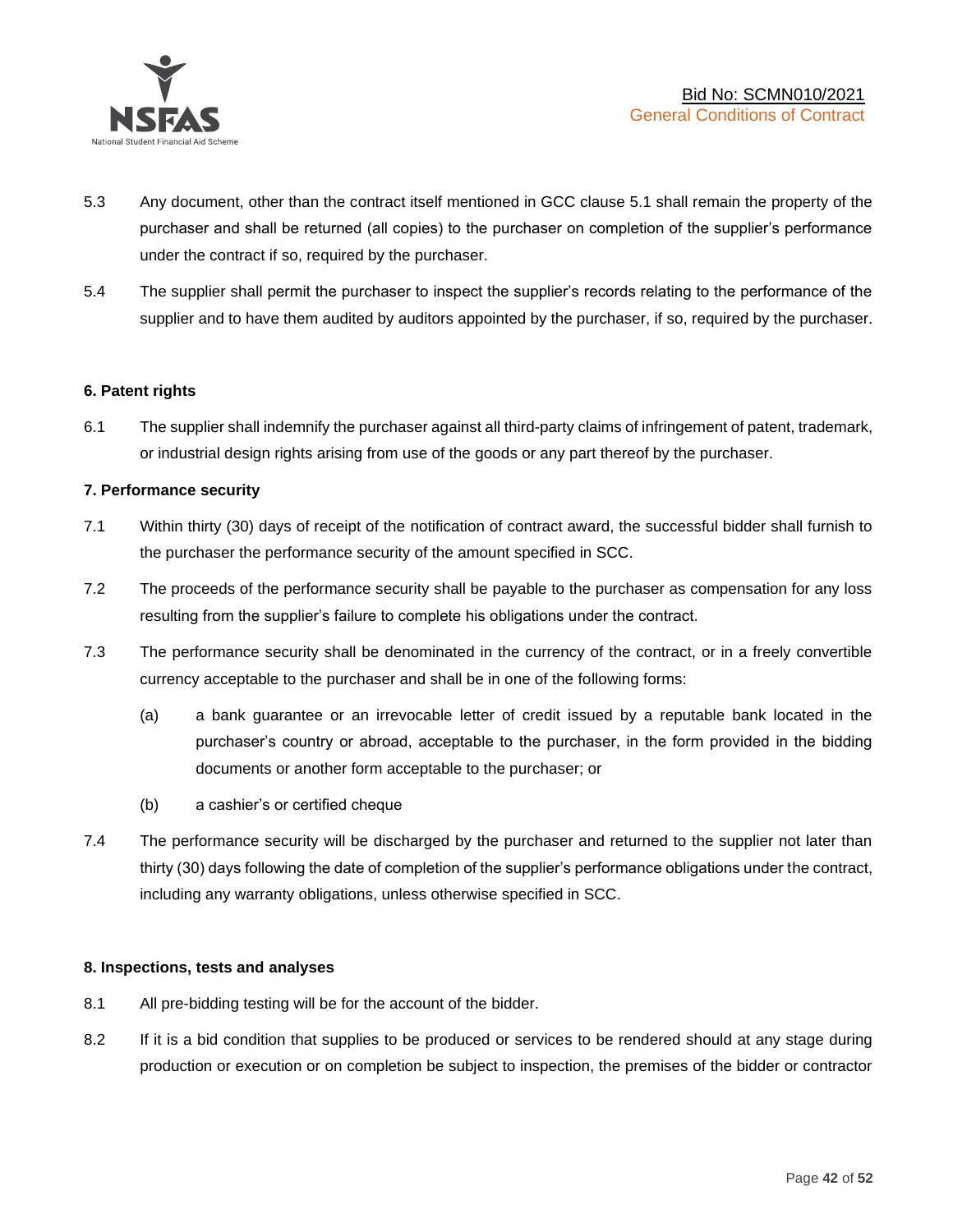5.3 Any document, other than the contract itself mentioned in GCC clause 5.1 shall remain the property of the purchaser and shall be returned (all copies) to the purchaser on completion of the supplier's performance under the contract if so, required by the purchaser.

5.4 The supplier shall permit the purchaser to inspect the supplier's records relating to the performance of the supplier and to have them audited by auditors appointed by the purchaser, if so, required by the purchaser.

**6. Patent rights**

6.1 The supplier shall indemnify the purchaser against all third-party claims of infringement of patent, trademark, or industrial design rights arising from use of the goods or any part thereof by the purchaser.

**7. Performance security**

7.1 Within thirty (30) days of receipt of the notification of contract award, the successful bidder shall furnish to the purchaser the performance security of the amount specified in SCC.

7.2 The proceeds of the performance security shall be payable to the purchaser as compensation for any loss resulting from the supplier's failure to complete his obligations under the contract.

7.3 The performance security shall be denominated in the currency of the contract, or in a freely convertible currency acceptable to the purchaser and shall be in one of the following forms:

(a) a bank guarantee or an irrevocable letter of credit issued by a reputable bank located in the purchaser's country or abroad, acceptable to the purchaser, in the form provided in the bidding documents or another form acceptable to the purchaser; or

(b) a cashier's or certified cheque

7.4 The performance security will be discharged by the purchaser and returned to the supplier not later than thirty (30) days following the date of completion of the supplier's performance obligations under the contract, including any warranty obligations, unless otherwise specified in SCC.

**8. Inspections, tests and analyses**

8.1 All pre-bidding testing will be for the account of the bidder.

8.2 If it is a bid condition that supplies to be produced or services to be rendered should at any stage during production or execution or on completion be subject to inspection, the premises of the bidder or contractor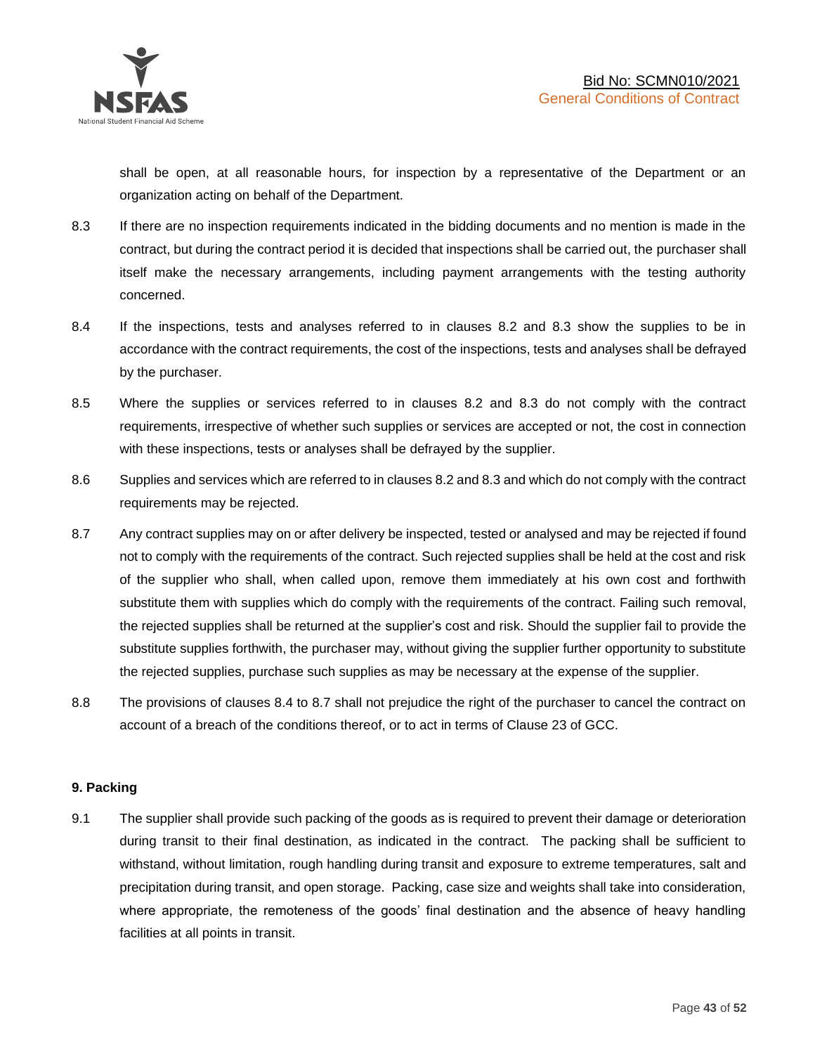shall be open, at all reasonable hours, for inspection by a representative of the Department or an organization acting on behalf of the Department.

8.3 If there are no inspection requirements indicated in the bidding documents and no mention is made in the contract, but during the contract period it is decided that inspections shall be carried out, the purchaser shall itself make the necessary arrangements, including payment arrangements with the testing authority concerned.

8.4 If the inspections, tests and analyses referred to in clauses 8.2 and 8.3 show the supplies to be in accordance with the contract requirements, the cost of the inspections, tests and analyses shall be defrayed by the purchaser.

8.5 Where the supplies or services referred to in clauses 8.2 and 8.3 do not comply with the contract requirements, irrespective of whether such supplies or services are accepted or not, the cost in connection with these inspections, tests or analyses shall be defrayed by the supplier.

8.6 Supplies and services which are referred to in clauses 8.2 and 8.3 and which do not comply with the contract requirements may be rejected.

8.7 Any contract supplies may on or after delivery be inspected, tested or analysed and may be rejected if found not to comply with the requirements of the contract. Such rejected supplies shall be held at the cost and risk of the supplier who shall, when called upon, remove them immediately at his own cost and forthwith substitute them with supplies which do comply with the requirements of the contract. Failing such removal, the rejected supplies shall be returned at the supplier's cost and risk. Should the supplier fail to provide the substitute supplies forthwith, the purchaser may, without giving the supplier further opportunity to substitute the rejected supplies, purchase such supplies as may be necessary at the expense of the supplier.

8.8 The provisions of clauses 8.4 to 8.7 shall not prejudice the right of the purchaser to cancel the contract on account of a breach of the conditions thereof, or to act in terms of Clause 23 of GCC.

**9. Packing**

9.1 The supplier shall provide such packing of the goods as is required to prevent their damage or deterioration during transit to their final destination, as indicated in the contract. The packing shall be sufficient to withstand, without limitation, rough handling during transit and exposure to extreme temperatures, salt and precipitation during transit, and open storage. Packing, case size and weights shall take into consideration, where appropriate, the remoteness of the goods' final destination and the absence of heavy handling facilities at all points in transit.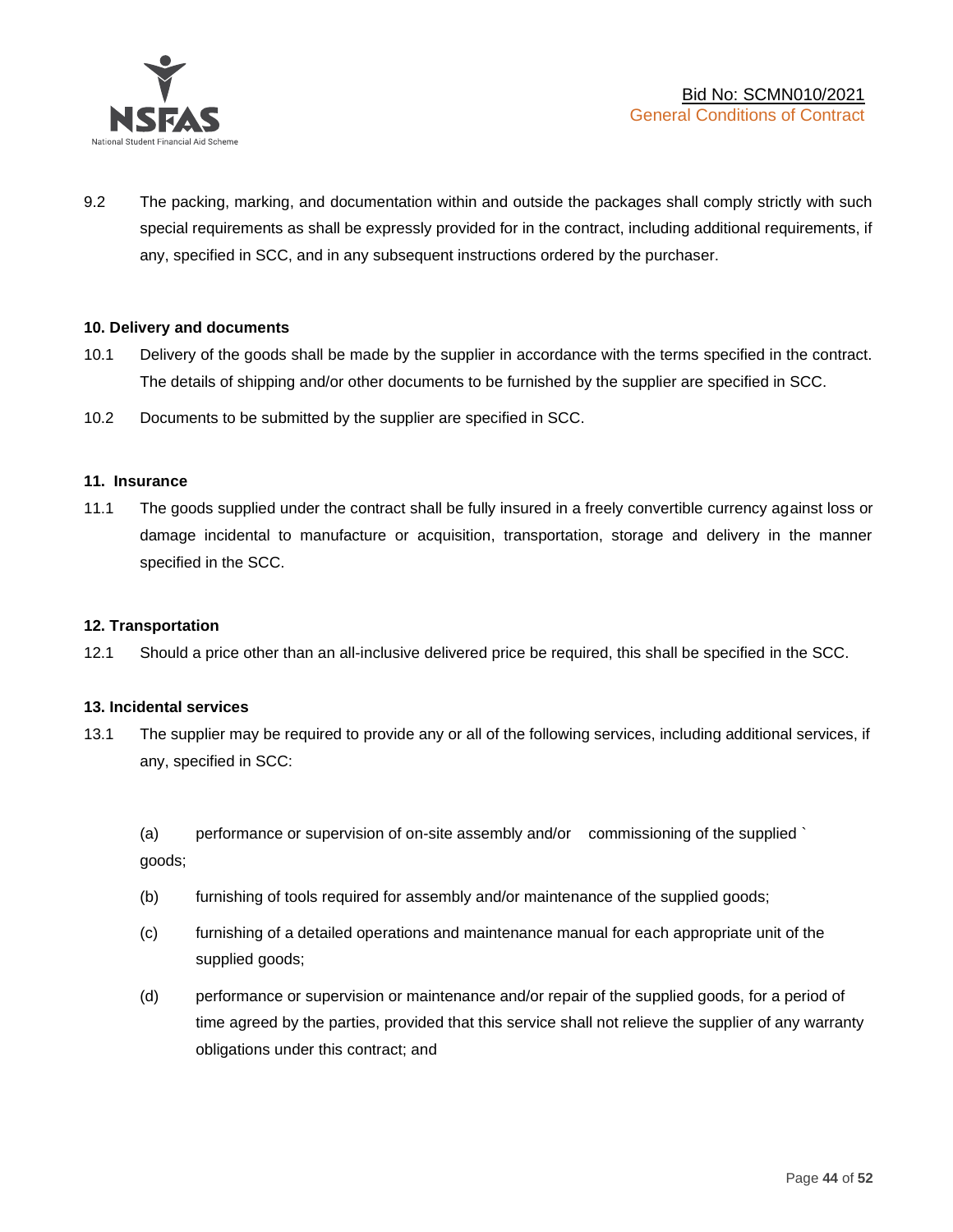9.2 The packing, marking, and documentation within and outside the packages shall comply strictly with such special requirements as shall be expressly provided for in the contract, including additional requirements, if any, specified in SCC, and in any subsequent instructions ordered by the purchaser.

**10. Delivery and documents**

10.1 Delivery of the goods shall be made by the supplier in accordance with the terms specified in the contract. The details of shipping and/or other documents to be furnished by the supplier are specified in SCC.

10.2 Documents to be submitted by the supplier are specified in SCC.

**11. Insurance**

11.1 The goods supplied under the contract shall be fully insured in a freely convertible currency against loss or damage incidental to manufacture or acquisition, transportation, storage and delivery in the manner specified in the SCC.

**12. Transportation**

12.1 Should a price other than an all-inclusive delivered price be required, this shall be specified in the SCC.

**13. Incidental services**

13.1 The supplier may be required to provide any or all of the following services, including additional services, if any, specified in SCC:

(a) performance or supervision of on-site assembly and/or commissioning of the supplied ` goods;

(b) furnishing of tools required for assembly and/or maintenance of the supplied goods;

(c) furnishing of a detailed operations and maintenance manual for each appropriate unit of the supplied goods;

(d) performance or supervision or maintenance and/or repair of the supplied goods, for a period of time agreed by the parties, provided that this service shall not relieve the supplier of any warranty obligations under this contract; and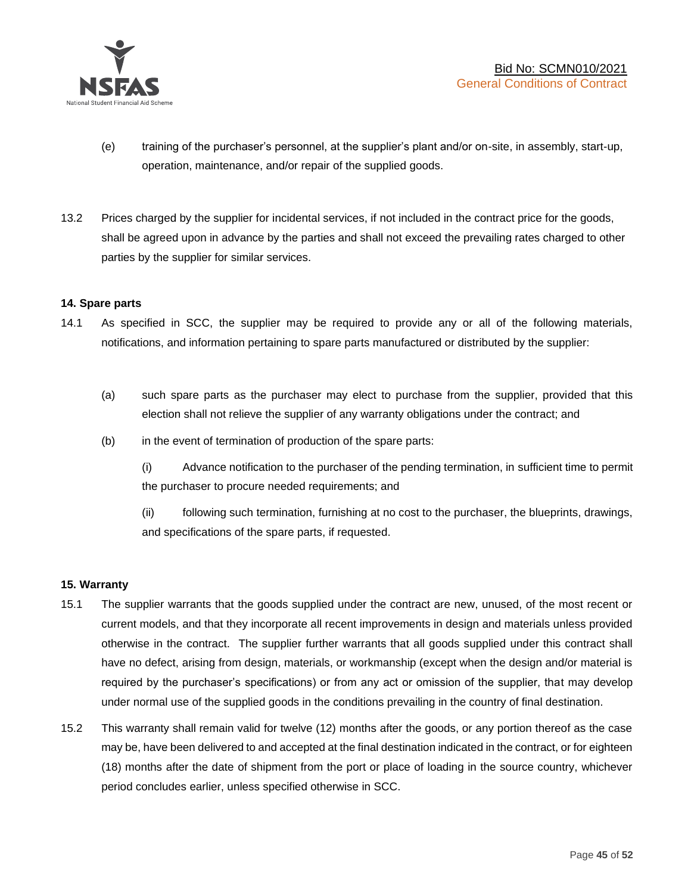(e) training of the purchaser's personnel, at the supplier's plant and/or on-site, in assembly, start-up, operation, maintenance, and/or repair of the supplied goods.

13.2 Prices charged by the supplier for incidental services, if not included in the contract price for the goods, shall be agreed upon in advance by the parties and shall not exceed the prevailing rates charged to other parties by the supplier for similar services.

**14. Spare parts**

14.1 As specified in SCC, the supplier may be required to provide any or all of the following materials, notifications, and information pertaining to spare parts manufactured or distributed by the supplier:

(a) such spare parts as the purchaser may elect to purchase from the supplier, provided that this election shall not relieve the supplier of any warranty obligations under the contract; and

(b) in the event of termination of production of the spare parts:

(i) Advance notification to the purchaser of the pending termination, in sufficient time to permit the purchaser to procure needed requirements; and

(ii) following such termination, furnishing at no cost to the purchaser, the blueprints, drawings, and specifications of the spare parts, if requested.

**15. Warranty**

15.1 The supplier warrants that the goods supplied under the contract are new, unused, of the most recent or current models, and that they incorporate all recent improvements in design and materials unless provided otherwise in the contract. The supplier further warrants that all goods supplied under this contract shall have no defect, arising from design, materials, or workmanship (except when the design and/or material is required by the purchaser's specifications) or from any act or omission of the supplier, that may develop under normal use of the supplied goods in the conditions prevailing in the country of final destination.

15.2 This warranty shall remain valid for twelve (12) months after the goods, or any portion thereof as the case may be, have been delivered to and accepted at the final destination indicated in the contract, or for eighteen (18) months after the date of shipment from the port or place of loading in the source country, whichever period concludes earlier, unless specified otherwise in SCC.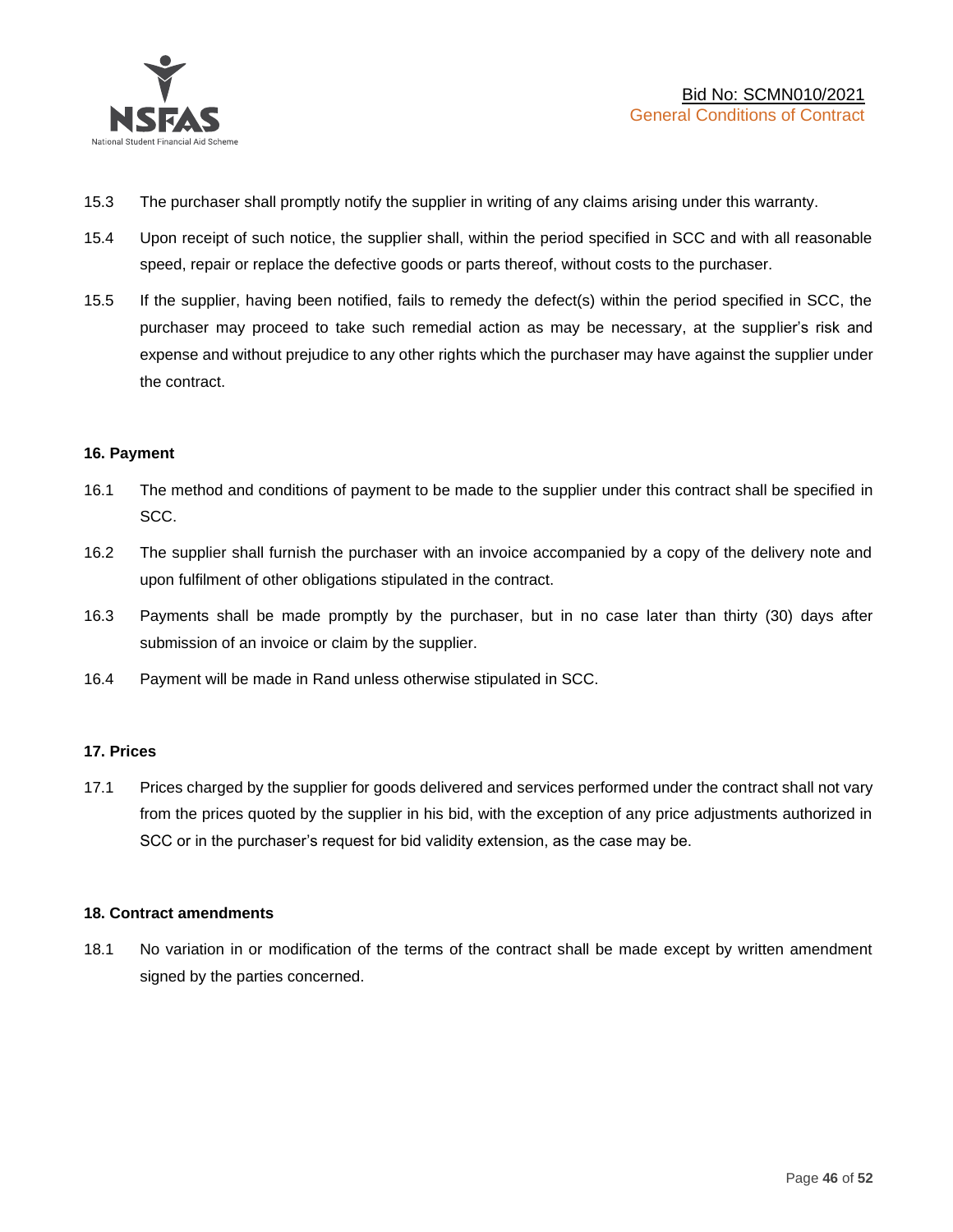15.3 The purchaser shall promptly notify the supplier in writing of any claims arising under this warranty.

15.4 Upon receipt of such notice, the supplier shall, within the period specified in SCC and with all reasonable speed, repair or replace the defective goods or parts thereof, without costs to the purchaser.

15.5 If the supplier, having been notified, fails to remedy the defect(s) within the period specified in SCC, the purchaser may proceed to take such remedial action as may be necessary, at the supplier's risk and expense and without prejudice to any other rights which the purchaser may have against the supplier under the contract.

**16. Payment**

16.1 The method and conditions of payment to be made to the supplier under this contract shall be specified in SCC.

16.2 The supplier shall furnish the purchaser with an invoice accompanied by a copy of the delivery note and upon fulfilment of other obligations stipulated in the contract.

16.3 Payments shall be made promptly by the purchaser, but in no case later than thirty (30) days after submission of an invoice or claim by the supplier.

16.4 Payment will be made in Rand unless otherwise stipulated in SCC.

**17. Prices**

17.1 Prices charged by the supplier for goods delivered and services performed under the contract shall not vary from the prices quoted by the supplier in his bid, with the exception of any price adjustments authorized in SCC or in the purchaser's request for bid validity extension, as the case may be.

**18. Contract amendments**

18.1 No variation in or modification of the terms of the contract shall be made except by written amendment signed by the parties concerned.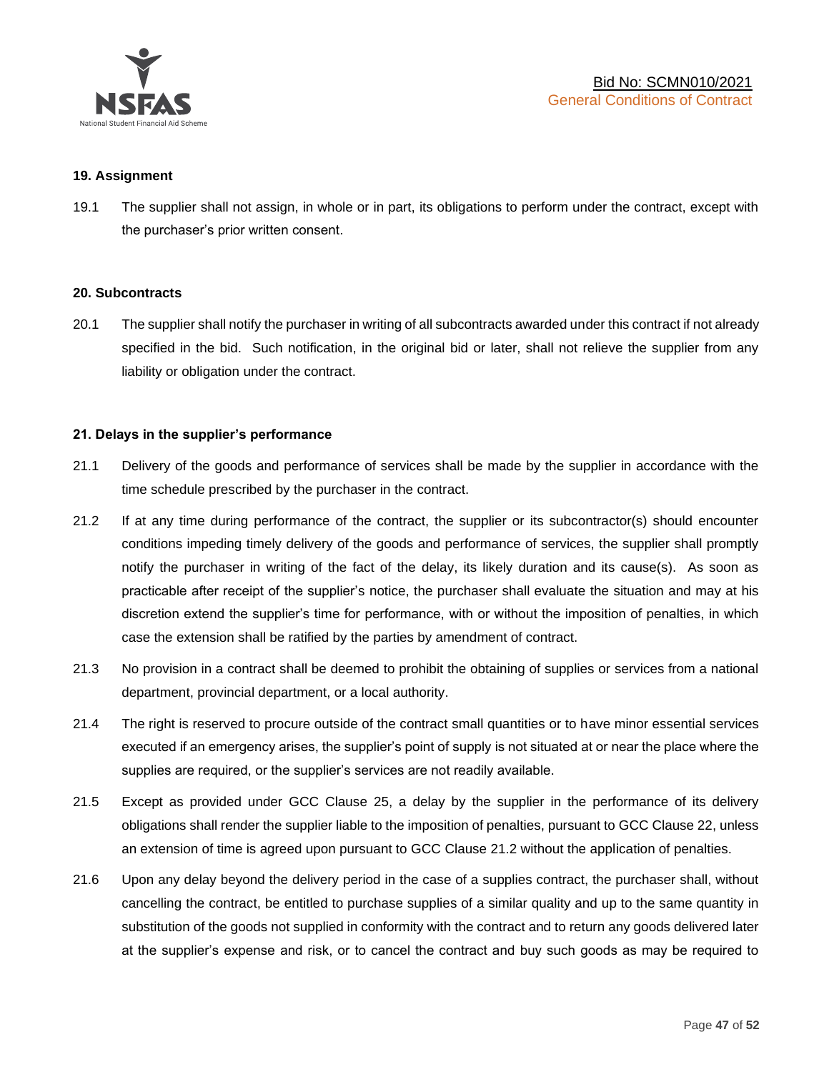## 19. Assignment

19.1 The supplier shall not assign, in whole or in part, its obligations to perform under the contract, except with the purchaser's prior written consent.

## 20. Subcontracts

20.1 The supplier shall notify the purchaser in writing of all subcontracts awarded under this contract if not already specified in the bid. Such notification, in the original bid or later, shall not relieve the supplier from any liability or obligation under the contract.

## 21. Delays in the supplier's performance

21.1 Delivery of the goods and performance of services shall be made by the supplier in accordance with the time schedule prescribed by the purchaser in the contract.

21.2 If at any time during performance of the contract, the supplier or its subcontractor(s) should encounter conditions impeding timely delivery of the goods and performance of services, the supplier shall promptly notify the purchaser in writing of the fact of the delay, its likely duration and its cause(s). As soon as practicable after receipt of the supplier's notice, the purchaser shall evaluate the situation and may at his discretion extend the supplier's time for performance, with or without the imposition of penalties, in which case the extension shall be ratified by the parties by amendment of contract.

21.3 No provision in a contract shall be deemed to prohibit the obtaining of supplies or services from a national department, provincial department, or a local authority.

21.4 The right is reserved to procure outside of the contract small quantities or to have minor essential services executed if an emergency arises, the supplier's point of supply is not situated at or near the place where the supplies are required, or the supplier's services are not readily available.

21.5 Except as provided under GCC Clause 25, a delay by the supplier in the performance of its delivery obligations shall render the supplier liable to the imposition of penalties, pursuant to GCC Clause 22, unless an extension of time is agreed upon pursuant to GCC Clause 21.2 without the application of penalties.

21.6 Upon any delay beyond the delivery period in the case of a supplies contract, the purchaser shall, without cancelling the contract, be entitled to purchase supplies of a similar quality and up to the same quantity in substitution of the goods not supplied in conformity with the contract and to return any goods delivered later at the supplier's expense and risk, or to cancel the contract and buy such goods as may be required to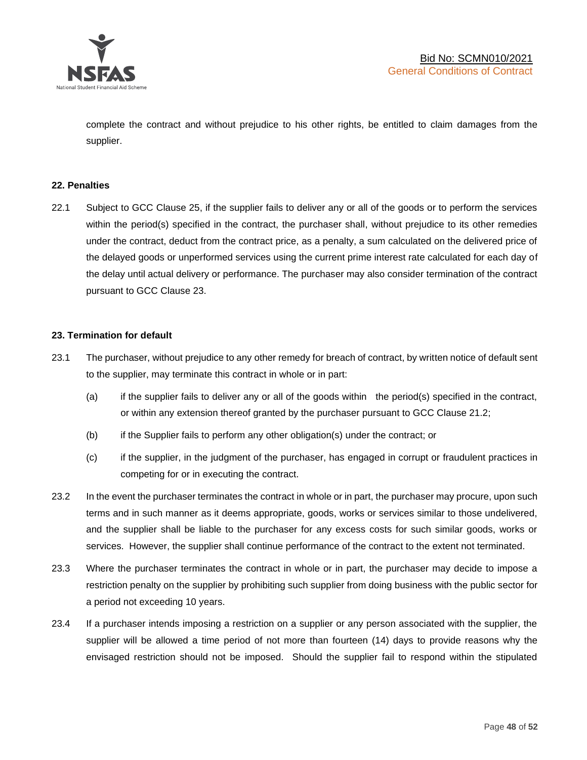complete the contract and without prejudice to his other rights, be entitled to claim damages from the supplier.

**22. Penalties**

22.1 Subject to GCC Clause 25, if the supplier fails to deliver any or all of the goods or to perform the services within the period(s) specified in the contract, the purchaser shall, without prejudice to its other remedies under the contract, deduct from the contract price, as a penalty, a sum calculated on the delivered price of the delayed goods or unperformed services using the current prime interest rate calculated for each day of the delay until actual delivery or performance. The purchaser may also consider termination of the contract pursuant to GCC Clause 23.

**23. Termination for default**

23.1 The purchaser, without prejudice to any other remedy for breach of contract, by written notice of default sent to the supplier, may terminate this contract in whole or in part:

(a) if the supplier fails to deliver any or all of the goods within the period(s) specified in the contract, or within any extension thereof granted by the purchaser pursuant to GCC Clause 21.2;

(b) if the Supplier fails to perform any other obligation(s) under the contract; or

(c) if the supplier, in the judgment of the purchaser, has engaged in corrupt or fraudulent practices in competing for or in executing the contract.

23.2 In the event the purchaser terminates the contract in whole or in part, the purchaser may procure, upon such terms and in such manner as it deems appropriate, goods, works or services similar to those undelivered, and the supplier shall be liable to the purchaser for any excess costs for such similar goods, works or services. However, the supplier shall continue performance of the contract to the extent not terminated.

23.3 Where the purchaser terminates the contract in whole or in part, the purchaser may decide to impose a restriction penalty on the supplier by prohibiting such supplier from doing business with the public sector for a period not exceeding 10 years.

23.4 If a purchaser intends imposing a restriction on a supplier or any person associated with the supplier, the supplier will be allowed a time period of not more than fourteen (14) days to provide reasons why the envisaged restriction should not be imposed. Should the supplier fail to respond within the stipulated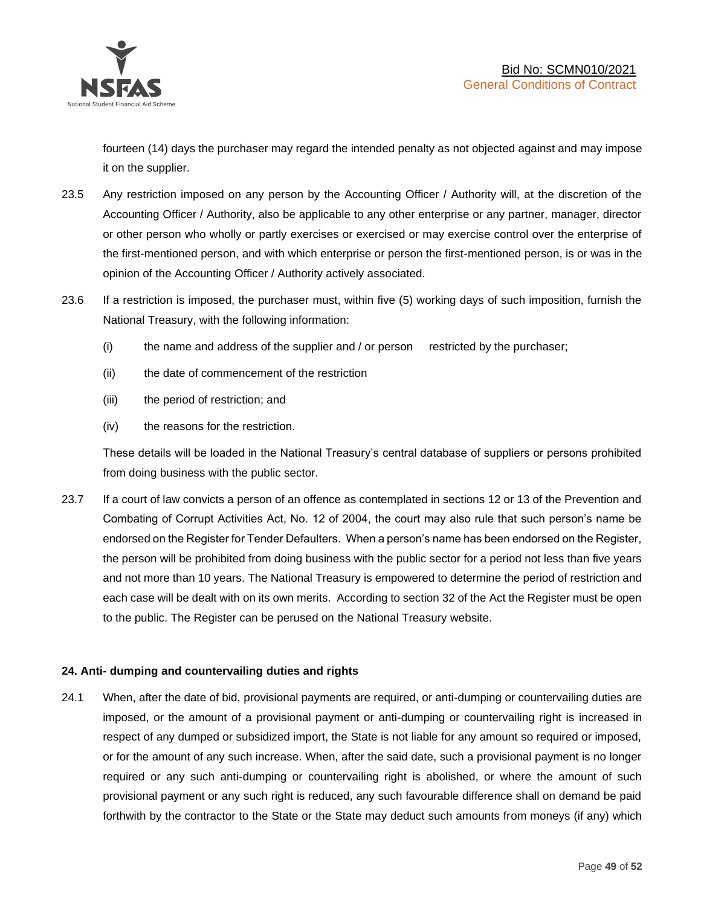fourteen (14) days the purchaser may regard the intended penalty as not objected against and may impose it on the supplier.

23.5 Any restriction imposed on any person by the Accounting Officer / Authority will, at the discretion of the Accounting Officer / Authority, also be applicable to any other enterprise or any partner, manager, director or other person who wholly or partly exercises or exercised or may exercise control over the enterprise of the first-mentioned person, and with which enterprise or person the first-mentioned person, is or was in the opinion of the Accounting Officer / Authority actively associated.

23.6 If a restriction is imposed, the purchaser must, within five (5) working days of such imposition, furnish the National Treasury, with the following information:

(i) the name and address of the supplier and / or person restricted by the purchaser;

(ii) the date of commencement of the restriction

(iii) the period of restriction; and

(iv) the reasons for the restriction.

These details will be loaded in the National Treasury's central database of suppliers or persons prohibited from doing business with the public sector.

23.7 If a court of law convicts a person of an offence as contemplated in sections 12 or 13 of the Prevention and Combating of Corrupt Activities Act, No. 12 of 2004, the court may also rule that such person's name be endorsed on the Register for Tender Defaulters. When a person's name has been endorsed on the Register, the person will be prohibited from doing business with the public sector for a period not less than five years and not more than 10 years. The National Treasury is empowered to determine the period of restriction and each case will be dealt with on its own merits. According to section 32 of the Act the Register must be open to the public. The Register can be perused on the National Treasury website.

**24. Anti- dumping and countervailing duties and rights**

24.1 When, after the date of bid, provisional payments are required, or anti-dumping or countervailing duties are imposed, or the amount of a provisional payment or anti-dumping or countervailing right is increased in respect of any dumped or subsidized import, the State is not liable for any amount so required or imposed, or for the amount of any such increase. When, after the said date, such a provisional payment is no longer required or any such anti-dumping or countervailing right is abolished, or where the amount of such provisional payment or any such right is reduced, any such favourable difference shall on demand be paid forthwith by the contractor to the State or the State may deduct such amounts from moneys (if any) which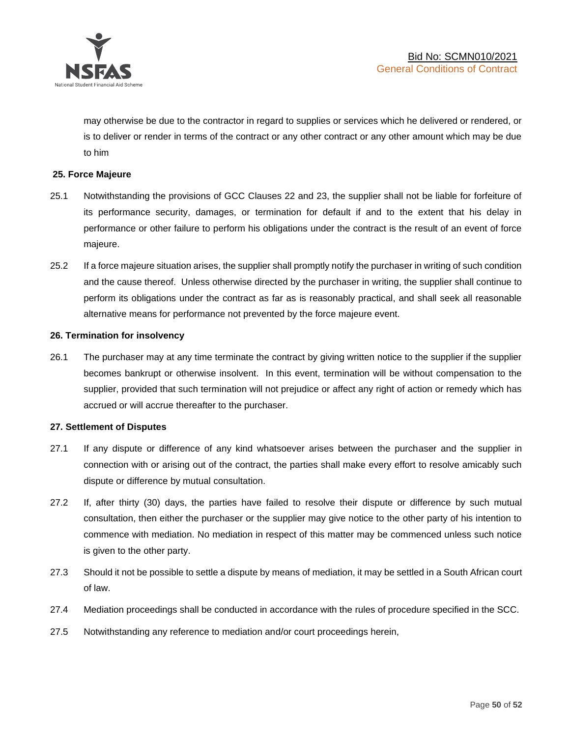may otherwise be due to the contractor in regard to supplies or services which he delivered or rendered, or is to deliver or render in terms of the contract or any other contract or any other amount which may be due to him

**25. Force Majeure**

25.1 Notwithstanding the provisions of GCC Clauses 22 and 23, the supplier shall not be liable for forfeiture of its performance security, damages, or termination for default if and to the extent that his delay in performance or other failure to perform his obligations under the contract is the result of an event of force majeure.

25.2 If a force majeure situation arises, the supplier shall promptly notify the purchaser in writing of such condition and the cause thereof. Unless otherwise directed by the purchaser in writing, the supplier shall continue to perform its obligations under the contract as far as is reasonably practical, and shall seek all reasonable alternative means for performance not prevented by the force majeure event.

**26. Termination for insolvency**

26.1 The purchaser may at any time terminate the contract by giving written notice to the supplier if the supplier becomes bankrupt or otherwise insolvent. In this event, termination will be without compensation to the supplier, provided that such termination will not prejudice or affect any right of action or remedy which has accrued or will accrue thereafter to the purchaser.

**27. Settlement of Disputes**

27.1 If any dispute or difference of any kind whatsoever arises between the purchaser and the supplier in connection with or arising out of the contract, the parties shall make every effort to resolve amicably such dispute or difference by mutual consultation.

27.2 If, after thirty (30) days, the parties have failed to resolve their dispute or difference by such mutual consultation, then either the purchaser or the supplier may give notice to the other party of his intention to commence with mediation. No mediation in respect of this matter may be commenced unless such notice is given to the other party.

27.3 Should it not be possible to settle a dispute by means of mediation, it may be settled in a South African court of law.

27.4 Mediation proceedings shall be conducted in accordance with the rules of procedure specified in the SCC.

27.5 Notwithstanding any reference to mediation and/or court proceedings herein,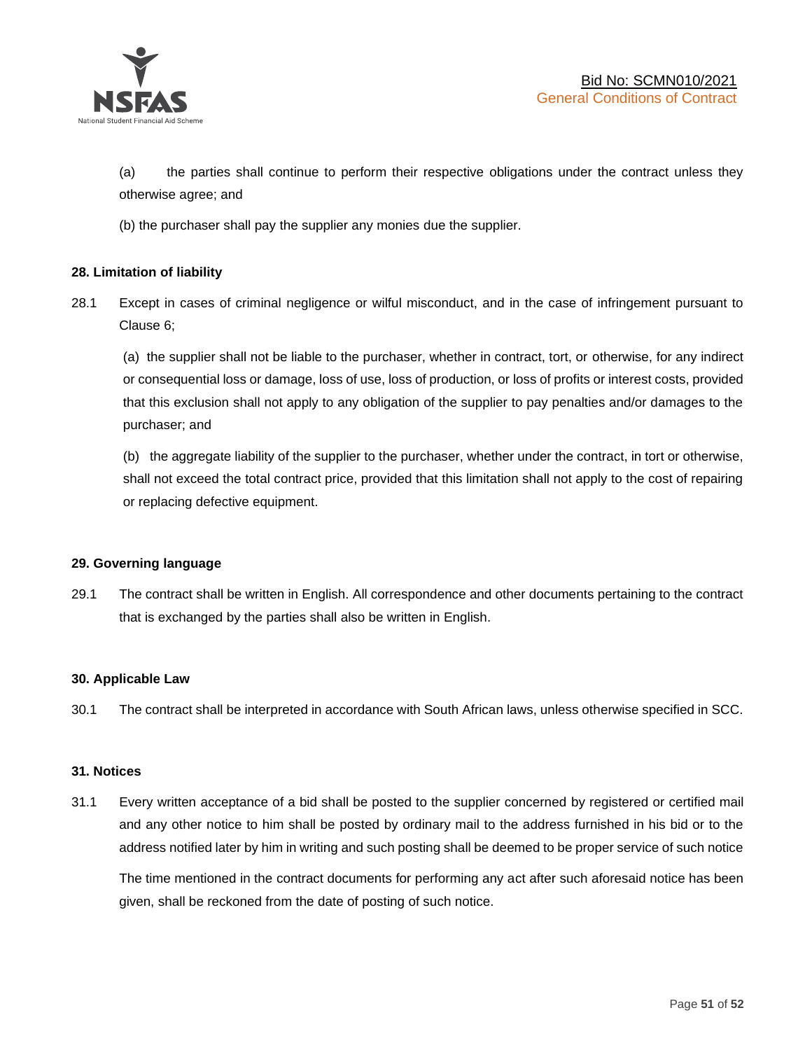(a) the parties shall continue to perform their respective obligations under the contract unless they otherwise agree; and

(b) the purchaser shall pay the supplier any monies due the supplier.

**28. Limitation of liability**

28.1 Except in cases of criminal negligence or wilful misconduct, and in the case of infringement pursuant to Clause 6;

(a) the supplier shall not be liable to the purchaser, whether in contract, tort, or otherwise, for any indirect or consequential loss or damage, loss of use, loss of production, or loss of profits or interest costs, provided that this exclusion shall not apply to any obligation of the supplier to pay penalties and/or damages to the purchaser; and

(b) the aggregate liability of the supplier to the purchaser, whether under the contract, in tort or otherwise, shall not exceed the total contract price, provided that this limitation shall not apply to the cost of repairing or replacing defective equipment.

**29. Governing language**

29.1 The contract shall be written in English. All correspondence and other documents pertaining to the contract that is exchanged by the parties shall also be written in English.

**30. Applicable Law**

30.1 The contract shall be interpreted in accordance with South African laws, unless otherwise specified in SCC.

**31. Notices**

31.1 Every written acceptance of a bid shall be posted to the supplier concerned by registered or certified mail and any other notice to him shall be posted by ordinary mail to the address furnished in his bid or to the address notified later by him in writing and such posting shall be deemed to be proper service of such notice

The time mentioned in the contract documents for performing any act after such aforesaid notice has been given, shall be reckoned from the date of posting of such notice.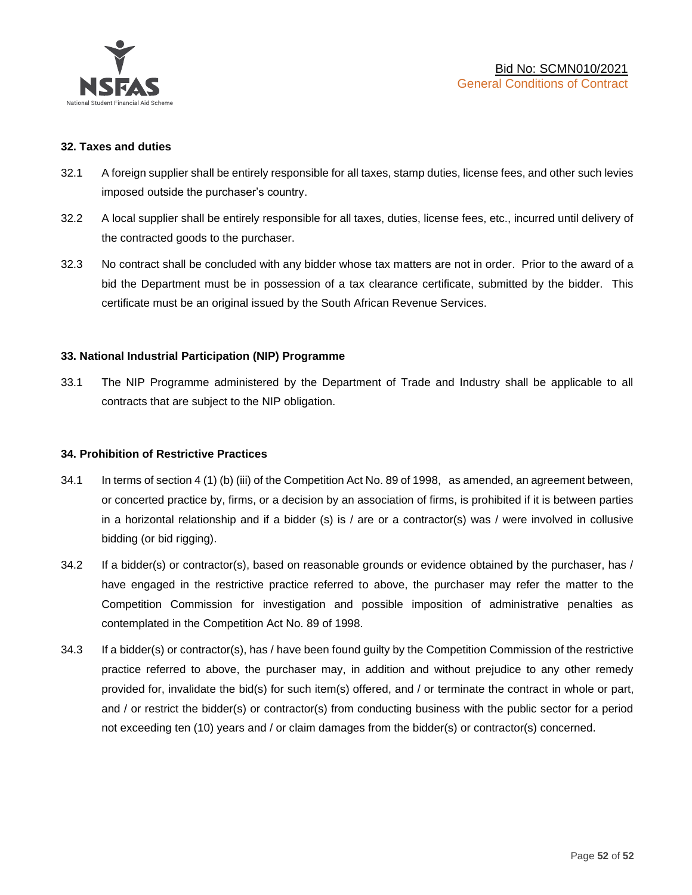### 32. Taxes and duties

32.1 A foreign supplier shall be entirely responsible for all taxes, stamp duties, license fees, and other such levies imposed outside the purchaser's country.

32.2 A local supplier shall be entirely responsible for all taxes, duties, license fees, etc., incurred until delivery of the contracted goods to the purchaser.

32.3 No contract shall be concluded with any bidder whose tax matters are not in order. Prior to the award of a bid the Department must be in possession of a tax clearance certificate, submitted by the bidder. This certificate must be an original issued by the South African Revenue Services.

### 33. National Industrial Participation (NIP) Programme

33.1 The NIP Programme administered by the Department of Trade and Industry shall be applicable to all contracts that are subject to the NIP obligation.

### 34. Prohibition of Restrictive Practices

34.1 In terms of section 4 (1) (b) (iii) of the Competition Act No. 89 of 1998, as amended, an agreement between, or concerted practice by, firms, or a decision by an association of firms, is prohibited if it is between parties in a horizontal relationship and if a bidder (s) is / are or a contractor(s) was / were involved in collusive bidding (or bid rigging).

34.2 If a bidder(s) or contractor(s), based on reasonable grounds or evidence obtained by the purchaser, has / have engaged in the restrictive practice referred to above, the purchaser may refer the matter to the Competition Commission for investigation and possible imposition of administrative penalties as contemplated in the Competition Act No. 89 of 1998.

34.3 If a bidder(s) or contractor(s), has / have been found guilty by the Competition Commission of the restrictive practice referred to above, the purchaser may, in addition and without prejudice to any other remedy provided for, invalidate the bid(s) for such item(s) offered, and / or terminate the contract in whole or part, and / or restrict the bidder(s) or contractor(s) from conducting business with the public sector for a period not exceeding ten (10) years and / or claim damages from the bidder(s) or contractor(s) concerned.